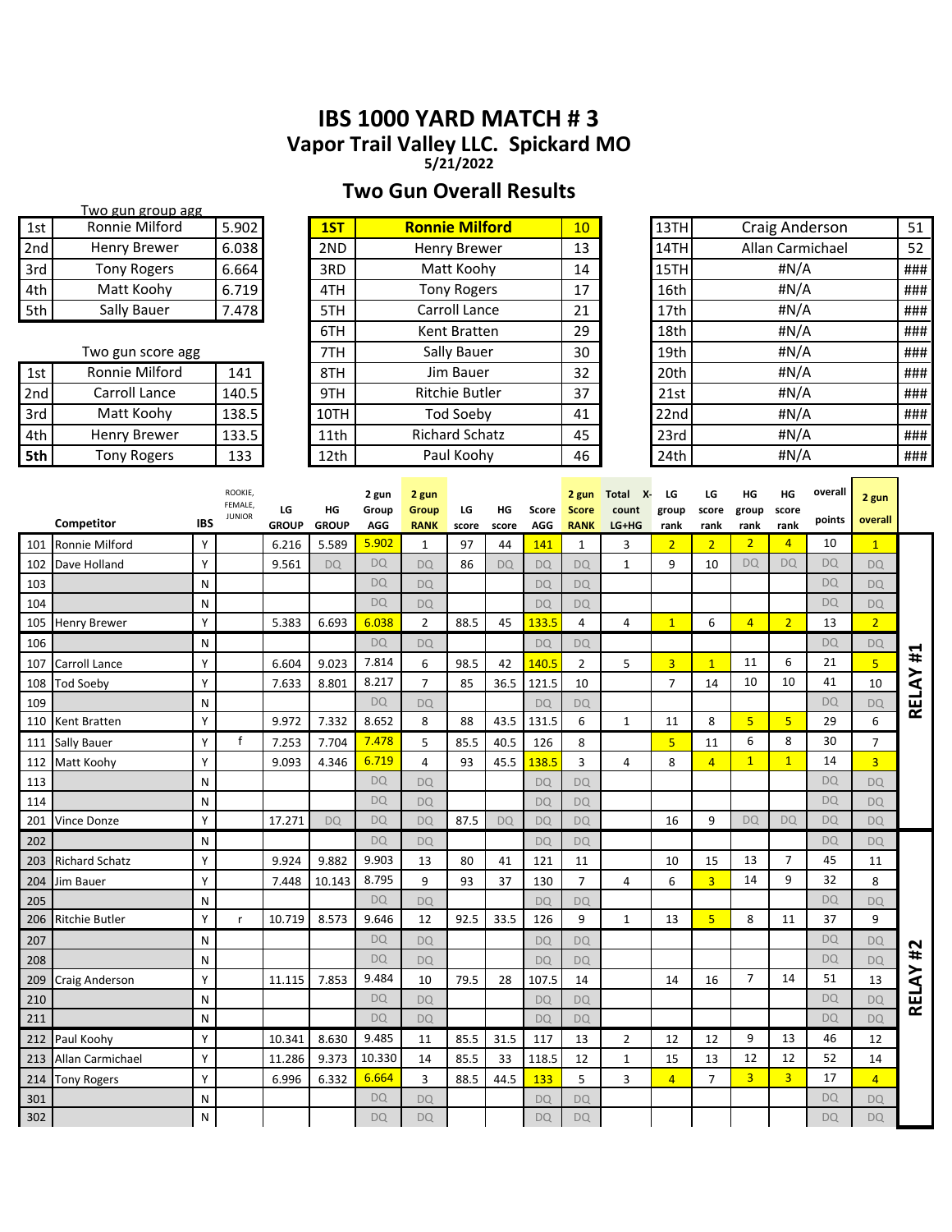# IBS 1000 YARD MATCH # 3

## Vapor Trail Valley LLC. Spickard MO

5/21/2022

## Two Gun Overall Results

Two gun group agg

| | | |
|---|---|---|
| 1st | Ronnie Milford | 5.902 |
| 2nd | Henry Brewer | 6.038 |
| 3rd | Tony Rogers | 6.664 |
| 4th | Matt Koohy | 6.719 |
| 5th | Sally Bauer | 7.478 |

Two gun score agg

| | | |
|---|---|---|
| 1st | Ronnie Milford | 141 |
| 2nd | Carroll Lance | 140.5 |
| 3rd | Matt Koohy | 138.5 |
| 4th | Henry Brewer | 133.5 |
| **5th** | Tony Rogers | 133 |

| | | |
|---|---|---|
| **1ST** | **Ronnie Milford** | 10 |
| 2ND | Henry Brewer | 13 |
| 3RD | Matt Koohy | 14 |
| 4TH | Tony Rogers | 17 |
| 5TH | Carroll Lance | 21 |
| 6TH | Kent Bratten | 29 |
| 7TH | Sally Bauer | 30 |
| 8TH | Jim Bauer | 32 |
| 9TH | Ritchie Butler | 37 |
| 10TH | Tod Soeby | 41 |
| 11th | Richard Schatz | 45 |
| 12th | Paul Koohy | 46 |

| | | |
|---|---|---|
| 13TH | Craig Anderson | 51 |
| 14TH | Allan Carmichael | 52 |
| 15TH | #N/A | ### |
| 16th | #N/A | ### |
| 17th | #N/A | ### |
| 18th | #N/A | ### |
| 19th | #N/A | ### |
| 20th | #N/A | ### |
| 21st | #N/A | ### |
| 22nd | #N/A | ### |
| 23rd | #N/A | ### |
| 24th | #N/A | ### |

| | Competitor | IBS | ROOKIE, FEMALE, JUNIOR | LG GROUP | HG GROUP | 2 gun Group AGG | 2 gun Group RANK | LG score | HG score | Score AGG | 2 gun Score RANK | Total X-count LG+HG | LG group rank | LG score rank | HG group rank | HG score rank | overall points | 2 gun overall | |
|---|---|---|---|---|---|---|---|---|---|---|---|---|---|---|---|---|---|---|---|
| 101 | Ronnie Milford | Y | | 6.216 | 5.589 | 5.902 | 1 | 97 | 44 | 141 | 1 | 3 | 2 | 2 | 2 | 4 | 10 | 1 | RELAY #1 |
| 102 | Dave Holland | Y | | 9.561 | DQ | DQ | DQ | 86 | DQ | DQ | DQ | 1 | 9 | 10 | DQ | DQ | DQ | DQ | |
| 103 | | N | | | | DQ | DQ | | | DQ | DQ | | | | | | DQ | DQ | |
| 104 | | N | | | | DQ | DQ | | | DQ | DQ | | | | | | DQ | DQ | |
| 105 | Henry Brewer | Y | | 5.383 | 6.693 | 6.038 | 2 | 88.5 | 45 | 133.5 | 4 | 4 | 1 | 6 | 4 | 2 | 13 | 2 | |
| 106 | | N | | | | DQ | DQ | | | DQ | DQ | | | | | | DQ | DQ | |
| 107 | Carroll Lance | Y | | 6.604 | 9.023 | 7.814 | 6 | 98.5 | 42 | 140.5 | 2 | 5 | 3 | 1 | 11 | 6 | 21 | 5 | |
| 108 | Tod Soeby | Y | | 7.633 | 8.801 | 8.217 | 7 | 85 | 36.5 | 121.5 | 10 | | 7 | 14 | 10 | 10 | 41 | 10 | |
| 109 | | N | | | | DQ | DQ | | | DQ | DQ | | | | | | DQ | DQ | |
| 110 | Kent Bratten | Y | | 9.972 | 7.332 | 8.652 | 8 | 88 | 43.5 | 131.5 | 6 | 1 | 11 | 8 | 5 | 5 | 29 | 6 | |
| 111 | Sally Bauer | Y | f | 7.253 | 7.704 | 7.478 | 5 | 85.5 | 40.5 | 126 | 8 | | 5 | 11 | 6 | 8 | 30 | 7 | |
| 112 | Matt Koohy | Y | | 9.093 | 4.346 | 6.719 | 4 | 93 | 45.5 | 138.5 | 3 | 4 | 8 | 4 | 1 | 1 | 14 | 3 | |
| 113 | | N | | | | DQ | DQ | | | DQ | DQ | | | | | | DQ | DQ | |
| 114 | | N | | | | DQ | DQ | | | DQ | DQ | | | | | | DQ | DQ | |
| 201 | Vince Donze | Y | | 17.271 | DQ | DQ | DQ | 87.5 | DQ | DQ | DQ | | 16 | 9 | DQ | DQ | DQ | DQ | |
| 202 | | N | | | | DQ | DQ | | | DQ | DQ | | | | | | DQ | DQ | RELAY #2 |
| 203 | Richard Schatz | Y | | 9.924 | 9.882 | 9.903 | 13 | 80 | 41 | 121 | 11 | | 10 | 15 | 13 | 7 | 45 | 11 | |
| 204 | Jim Bauer | Y | | 7.448 | 10.143 | 8.795 | 9 | 93 | 37 | 130 | 7 | 4 | 6 | 3 | 14 | 9 | 32 | 8 | |
| 205 | | N | | | | DQ | DQ | | | DQ | DQ | | | | | | DQ | DQ | |
| 206 | Ritchie Butler | Y | r | 10.719 | 8.573 | 9.646 | 12 | 92.5 | 33.5 | 126 | 9 | 1 | 13 | 5 | 8 | 11 | 37 | 9 | |
| 207 | | N | | | | DQ | DQ | | | DQ | DQ | | | | | | DQ | DQ | |
| 208 | | N | | | | DQ | DQ | | | DQ | DQ | | | | | | DQ | DQ | |
| 209 | Craig Anderson | Y | | 11.115 | 7.853 | 9.484 | 10 | 79.5 | 28 | 107.5 | 14 | | 14 | 16 | 7 | 14 | 51 | 13 | |
| 210 | | N | | | | DQ | DQ | | | DQ | DQ | | | | | | DQ | DQ | |
| 211 | | N | | | | DQ | DQ | | | DQ | DQ | | | | | | DQ | DQ | |
| 212 | Paul Koohy | Y | | 10.341 | 8.630 | 9.485 | 11 | 85.5 | 31.5 | 117 | 13 | 2 | 12 | 12 | 9 | 13 | 46 | 12 | |
| 213 | Allan Carmichael | Y | | 11.286 | 9.373 | 10.330 | 14 | 85.5 | 33 | 118.5 | 12 | 1 | 15 | 13 | 12 | 12 | 52 | 14 | |
| 214 | Tony Rogers | Y | | 6.996 | 6.332 | 6.664 | 3 | 88.5 | 44.5 | 133 | 5 | 3 | 4 | 7 | 3 | 3 | 17 | 4 | |
| 301 | | N | | | | DQ | DQ | | | DQ | DQ | | | | | | DQ | DQ | |
| 302 | | N | | | | DQ | DQ | | | DQ | DQ | | | | | | DQ | DQ | |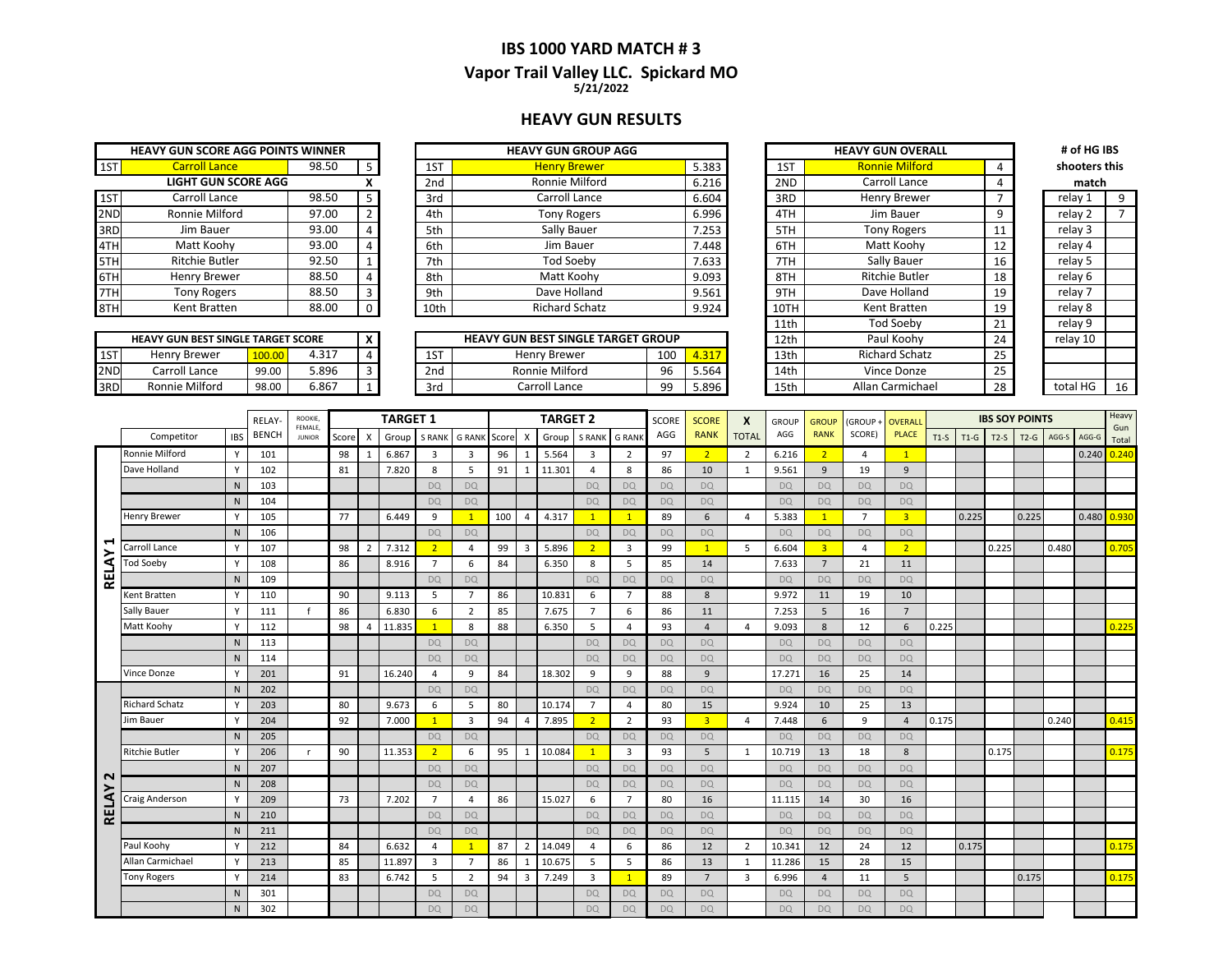# IBS 1000 YARD MATCH # 3

## Vapor Trail Valley LLC. Spickard MO

5/21/2022

## HEAVY GUN RESULTS

| HEAVY GUN SCORE AGG POINTS WINNER | | | |
|---|---|---|---|
| 1ST | Carroll Lance | 98.50 | 5 |
| | **LIGHT GUN SCORE AGG** | | X |
| 1ST | Carroll Lance | 98.50 | 5 |
| 2ND | Ronnie Milford | 97.00 | 2 |
| 3RD | Jim Bauer | 93.00 | 4 |
| 4TH | Matt Koohy | 93.00 | 4 |
| 5TH | Ritchie Butler | 92.50 | 1 |
| 6TH | Henry Brewer | 88.50 | 4 |
| 7TH | Tony Rogers | 88.50 | 3 |
| 8TH | Kent Bratten | 88.00 | 0 |

| HEAVY GUN BEST SINGLE TARGET SCORE | | | | X |
|---|---|---|---|---|
| 1ST | Henry Brewer | 100.00 | 4.317 | 4 |
| 2ND | Carroll Lance | 99.00 | 5.896 | 3 |
| 3RD | Ronnie Milford | 98.00 | 6.867 | 1 |

| HEAVY GUN GROUP AGG | | |
|---|---|---|
| 1ST | Henry Brewer | 5.383 |
| 2nd | Ronnie Milford | 6.216 |
| 3rd | Carroll Lance | 6.604 |
| 4th | Tony Rogers | 6.996 |
| 5th | Sally Bauer | 7.253 |
| 6th | Jim Bauer | 7.448 |
| 7th | Tod Soeby | 7.633 |
| 8th | Matt Koohy | 9.093 |
| 9th | Dave Holland | 9.561 |
| 10th | Richard Schatz | 9.924 |

| HEAVY GUN BEST SINGLE TARGET GROUP | | | |
|---|---|---|---|
| 1ST | Henry Brewer | 100 | 4.317 |
| 2nd | Ronnie Milford | 96 | 5.564 |
| 3rd | Carroll Lance | 99 | 5.896 |

| HEAVY GUN OVERALL | | |
|---|---|---|
| 1ST | Ronnie Milford | 4 |
| 2ND | Carroll Lance | 4 |
| 3RD | Henry Brewer | 7 |
| 4TH | Jim Bauer | 9 |
| 5TH | Tony Rogers | 11 |
| 6TH | Matt Koohy | 12 |
| 7TH | Sally Bauer | 16 |
| 8TH | Ritchie Butler | 18 |
| 9TH | Dave Holland | 19 |
| 10TH | Kent Bratten | 19 |
| 11th | Tod Soeby | 21 |
| 12th | Paul Koohy | 24 |
| 13th | Richard Schatz | 25 |
| 14th | Vince Donze | 25 |
| 15th | Allan Carmichael | 28 |

| # of HG IBS shooters this match | |
|---|---|
| relay 1 | 9 |
| relay 2 | 7 |
| relay 3 | |
| relay 4 | |
| relay 5 | |
| relay 6 | |
| relay 7 | |
| relay 8 | |
| relay 9 | |
| relay 10 | |
| | |
| total HG | 16 |

| | | | | | TARGET 1 | | | | | TARGET 2 | | | | | SCORE | SCORE | X | GROUP | GROUP | (GROUP + | OVERALL | IBS SOY POINTS | | | | | | Heavy |
|---|---|---|---|---|---|---|---|---|---|---|---|---|---|---|---|---|---|---|---|---|---|---|---|---|---|---|---|---|
| Relay | Competitor | IBS | RELAY-BENCH | ROOKIE, FEMALE, JUNIOR | Score | X | Group | S RANK | G RANK | Score | X | Group | S RANK | G RANK | AGG | RANK | TOTAL | AGG | RANK | SCORE) | PLACE | T1-S | T1-G | T2-S | T2-G | AGG-S | AGG-G | Gun Total |
| RELAY 1 | Ronnie Milford | Y | 101 | | 98 | 1 | 6.867 | 3 | 3 | 96 | 1 | 5.564 | 3 | 2 | 97 | 2 | 2 | 6.216 | 2 | 4 | 1 | | | | | | 0.240 | 0.240 |
| | Dave Holland | Y | 102 | | 81 | | 7.820 | 8 | 5 | 91 | 1 | 11.301 | 4 | 8 | 86 | 10 | 1 | 9.561 | 9 | 19 | 9 | | | | | | | |
| | | N | 103 | | | | | DQ | DQ | | | | DQ | DQ | DQ | DQ | | DQ | DQ | DQ | DQ | | | | | | | |
| | | N | 104 | | | | | DQ | DQ | | | | DQ | DQ | DQ | DQ | | DQ | DQ | DQ | DQ | | | | | | | |
| | Henry Brewer | Y | 105 | | 77 | | 6.449 | 9 | 1 | 100 | 4 | 4.317 | 1 | 1 | 89 | 6 | 4 | 5.383 | 1 | 7 | 3 | | 0.225 | | 0.225 | | 0.480 | 0.930 |
| | | N | 106 | | | | | DQ | DQ | | | | DQ | DQ | DQ | DQ | | DQ | DQ | DQ | DQ | | | | | | | |
| | Carroll Lance | Y | 107 | | 98 | 2 | 7.312 | 2 | 4 | 99 | 3 | 5.896 | 2 | 3 | 99 | 1 | 5 | 6.604 | 3 | 4 | 2 | | | 0.225 | | 0.480 | | 0.705 |
| | Tod Soeby | Y | 108 | | 86 | | 8.916 | 7 | 6 | 84 | | 6.350 | 8 | 5 | 85 | 14 | | 7.633 | 7 | 21 | 11 | | | | | | | |
| | | N | 109 | | | | | DQ | DQ | | | | DQ | DQ | DQ | DQ | | DQ | DQ | DQ | DQ | | | | | | | |
| | Kent Bratten | Y | 110 | | 90 | | 9.113 | 5 | 7 | 86 | | 10.831 | 6 | 7 | 88 | 8 | | 9.972 | 11 | 19 | 10 | | | | | | | |
| | Sally Bauer | Y | 111 | f | 86 | | 6.830 | 6 | 2 | 85 | | 7.675 | 7 | 6 | 86 | 11 | | 7.253 | 5 | 16 | 7 | | | | | | | |
| | Matt Koohy | Y | 112 | | 98 | 4 | 11.835 | 1 | 8 | 88 | | 6.350 | 5 | 4 | 93 | 4 | 4 | 9.093 | 8 | 12 | 6 | 0.225 | | | | | | 0.225 |
| | | N | 113 | | | | | DQ | DQ | | | | DQ | DQ | DQ | DQ | | DQ | DQ | DQ | DQ | | | | | | | |
| | | N | 114 | | | | | DQ | DQ | | | | DQ | DQ | DQ | DQ | | DQ | DQ | DQ | DQ | | | | | | | |
| | Vince Donze | Y | 201 | | 91 | | 16.240 | 4 | 9 | 84 | | 18.302 | 9 | 9 | 88 | 9 | | 17.271 | 16 | 25 | 14 | | | | | | | |
| RELAY 2 | | N | 202 | | | | | DQ | DQ | | | | DQ | DQ | DQ | DQ | | DQ | DQ | DQ | DQ | | | | | | | |
| | Richard Schatz | Y | 203 | | 80 | | 9.673 | 6 | 5 | 80 | | 10.174 | 7 | 4 | 80 | 15 | | 9.924 | 10 | 25 | 13 | | | | | | | |
| | Jim Bauer | Y | 204 | | 92 | | 7.000 | 1 | 3 | 94 | 4 | 7.895 | 2 | 2 | 93 | 3 | 4 | 7.448 | 6 | 9 | 4 | 0.175 | | | | 0.240 | | 0.415 |
| | | N | 205 | | | | | DQ | DQ | | | | DQ | DQ | DQ | DQ | | DQ | DQ | DQ | DQ | | | | | | | |
| | Ritchie Butler | Y | 206 | r | 90 | | 11.353 | 2 | 6 | 95 | 1 | 10.084 | 1 | 3 | 93 | 5 | 1 | 10.719 | 13 | 18 | 8 | | | 0.175 | | | | 0.175 |
| | | N | 207 | | | | | DQ | DQ | | | | DQ | DQ | DQ | DQ | | DQ | DQ | DQ | DQ | | | | | | | |
| | | N | 208 | | | | | DQ | DQ | | | | DQ | DQ | DQ | DQ | | DQ | DQ | DQ | DQ | | | | | | | |
| | Craig Anderson | Y | 209 | | 73 | | 7.202 | 7 | 4 | 86 | | 15.027 | 6 | 7 | 80 | 16 | | 11.115 | 14 | 30 | 16 | | | | | | | |
| | | N | 210 | | | | | DQ | DQ | | | | DQ | DQ | DQ | DQ | | DQ | DQ | DQ | DQ | | | | | | | |
| | | N | 211 | | | | | DQ | DQ | | | | DQ | DQ | DQ | DQ | | DQ | DQ | DQ | DQ | | | | | | | |
| | Paul Koohy | Y | 212 | | 84 | | 6.632 | 4 | 1 | 87 | 2 | 14.049 | 4 | 6 | 86 | 12 | 2 | 10.341 | 12 | 24 | 12 | | 0.175 | | | | | 0.175 |
| | Allan Carmichael | Y | 213 | | 85 | | 11.897 | 3 | 7 | 86 | 1 | 10.675 | 5 | 5 | 86 | 13 | 1 | 11.286 | 15 | 28 | 15 | | | | | | | |
| | Tony Rogers | Y | 214 | | 83 | | 6.742 | 5 | 2 | 94 | 3 | 7.249 | 3 | 1 | 89 | 7 | 3 | 6.996 | 4 | 11 | 5 | | | | 0.175 | | | 0.175 |
| | | N | 301 | | | | | DQ | DQ | | | | DQ | DQ | DQ | DQ | | DQ | DQ | DQ | DQ | | | | | | | |
| | | N | 302 | | | | | DQ | DQ | | | | DQ | DQ | DQ | DQ | | DQ | DQ | DQ | DQ | | | | | | | |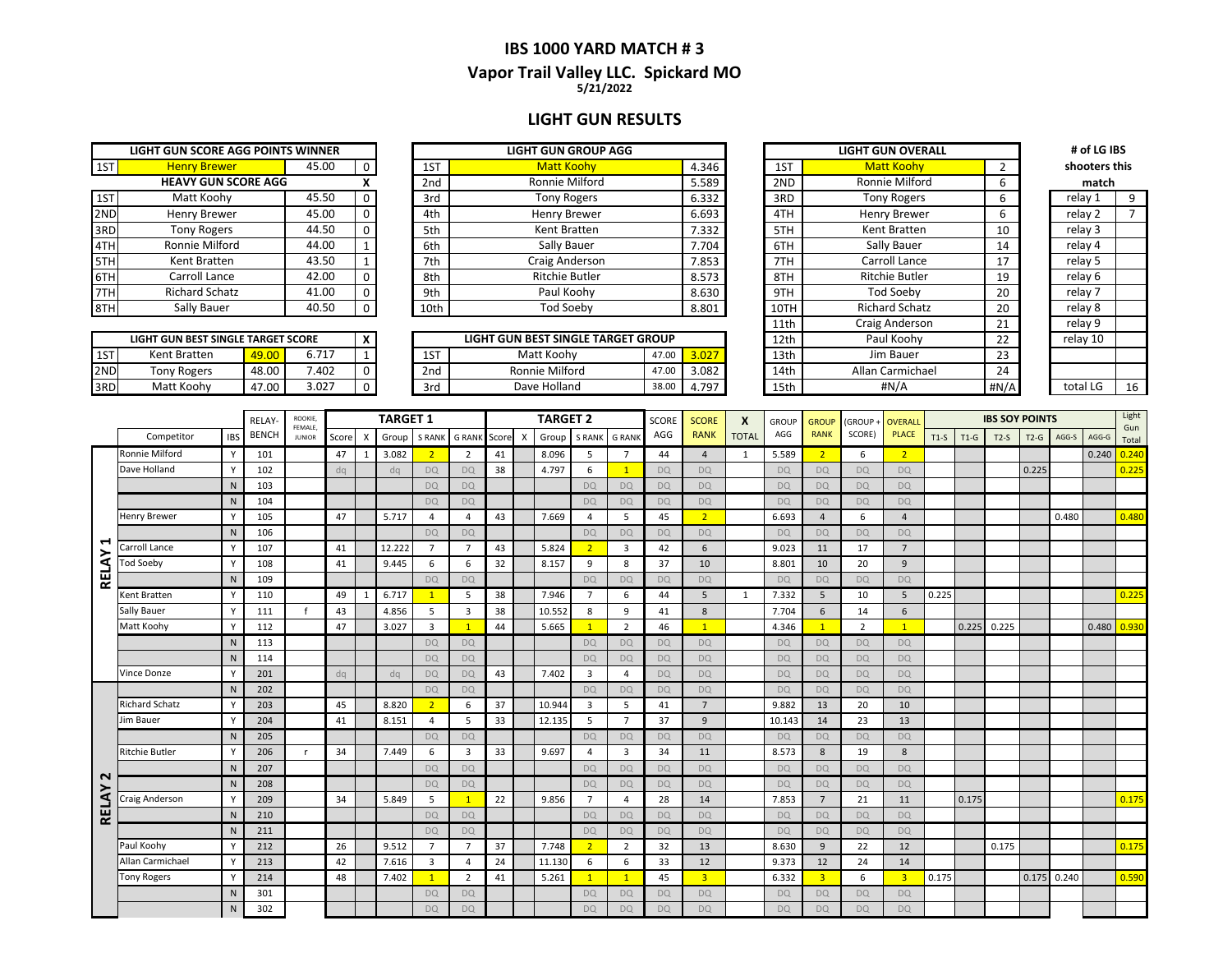# IBS 1000 YARD MATCH # 3

## Vapor Trail Valley LLC. Spickard MO

5/21/2022

## LIGHT GUN RESULTS

| LIGHT GUN SCORE AGG POINTS WINNER | | | |
|---|---|---|---|
| 1ST | Henry Brewer | 45.00 | 0 |
| **HEAVY GUN SCORE AGG** | | | X |
| 1ST | Matt Koohy | 45.50 | 0 |
| 2ND | Henry Brewer | 45.00 | 0 |
| 3RD | Tony Rogers | 44.50 | 0 |
| 4TH | Ronnie Milford | 44.00 | 1 |
| 5TH | Kent Bratten | 43.50 | 1 |
| 6TH | Carroll Lance | 42.00 | 0 |
| 7TH | Richard Schatz | 41.00 | 0 |
| 8TH | Sally Bauer | 40.50 | 0 |

| LIGHT GUN GROUP AGG | | |
|---|---|---|
| 1ST | Matt Koohy | 4.346 |
| 2nd | Ronnie Milford | 5.589 |
| 3rd | Tony Rogers | 6.332 |
| 4th | Henry Brewer | 6.693 |
| 5th | Kent Bratten | 7.332 |
| 6th | Sally Bauer | 7.704 |
| 7th | Craig Anderson | 7.853 |
| 8th | Ritchie Butler | 8.573 |
| 9th | Paul Koohy | 8.630 |
| 10th | Tod Soeby | 8.801 |

| LIGHT GUN OVERALL | | |
|---|---|---|
| 1ST | Matt Koohy | 2 |
| 2ND | Ronnie Milford | 6 |
| 3RD | Tony Rogers | 6 |
| 4TH | Henry Brewer | 6 |
| 5TH | Kent Bratten | 10 |
| 6TH | Sally Bauer | 14 |
| 7TH | Carroll Lance | 17 |
| 8TH | Ritchie Butler | 19 |
| 9TH | Tod Soeby | 20 |
| 10TH | Richard Schatz | 20 |
| 11th | Craig Anderson | 21 |
| 12th | Paul Koohy | 22 |
| 13th | Jim Bauer | 23 |
| 14th | Allan Carmichael | 24 |
| 15th | #N/A | #N/A |

| # of LG IBS shooters this match | |
|---|---|
| relay 1 | 9 |
| relay 2 | 7 |
| relay 3 | |
| relay 4 | |
| relay 5 | |
| relay 6 | |
| relay 7 | |
| relay 8 | |
| relay 9 | |
| relay 10 | |
| total LG | 16 |

| LIGHT GUN BEST SINGLE TARGET SCORE | | | | X |
|---|---|---|---|---|
| 1ST | Kent Bratten | 49.00 | 6.717 | 1 |
| 2ND | Tony Rogers | 48.00 | 7.402 | 0 |
| 3RD | Matt Koohy | 47.00 | 3.027 | 0 |

| LIGHT GUN BEST SINGLE TARGET GROUP | | | |
|---|---|---|---|
| 1ST | Matt Koohy | 47.00 | 3.027 |
| 2nd | Ronnie Milford | 47.00 | 3.082 |
| 3rd | Dave Holland | 38.00 | 4.797 |

| | Competitor | IBS | RELAY-BENCH | ROOKIE, FEMALE, JUNIOR | T1 Score | T1 X | T1 Group | T1 S RANK | T1 G RANK | T2 Score | T2 X | T2 Group | T2 S RANK | T2 G RANK | SCORE AGG | SCORE RANK | X TOTAL | GROUP AGG | GROUP RANK | (GROUP + SCORE) | OVERALL PLACE | T1-S | T1-G | T2-S | T2-G | AGG-S | AGG-G | Light Gun Total |
|---|---|---|---|---|---|---|---|---|---|---|---|---|---|---|---|---|---|---|---|---|---|---|---|---|---|---|---|---|
| RELAY 1 | Ronnie Milford | Y | 101 | | 47 | 1 | 3.082 | 2 | 2 | 41 | | 8.096 | 5 | 7 | 44 | 4 | 1 | 5.589 | 2 | 6 | 2 | | | | | | 0.240 | 0.240 |
| | Dave Holland | Y | 102 | | dq | | dq | DQ | DQ | 38 | | 4.797 | 6 | 1 | DQ | DQ | | DQ | DQ | DQ | DQ | | | | 0.225 | | | 0.225 |
| | | N | 103 | | | | | DQ | DQ | | | | DQ | DQ | DQ | DQ | | DQ | DQ | DQ | DQ | | | | | | | |
| | | N | 104 | | | | | DQ | DQ | | | | DQ | DQ | DQ | DQ | | DQ | DQ | DQ | DQ | | | | | | | |
| | Henry Brewer | Y | 105 | | 47 | | 5.717 | 4 | 4 | 43 | | 7.669 | 4 | 5 | 45 | 2 | | 6.693 | 4 | 6 | 4 | | | | | 0.480 | | 0.480 |
| | | N | 106 | | | | | DQ | DQ | | | | DQ | DQ | DQ | DQ | | DQ | DQ | DQ | DQ | | | | | | | |
| | Carroll Lance | Y | 107 | | 41 | | 12.222 | 7 | 7 | 43 | | 5.824 | 2 | 3 | 42 | 6 | | 9.023 | 11 | 17 | 7 | | | | | | | |
| | Tod Soeby | Y | 108 | | 41 | | 9.445 | 6 | 6 | 32 | | 8.157 | 9 | 8 | 37 | 10 | | 8.801 | 10 | 20 | 9 | | | | | | | |
| | | N | 109 | | | | | DQ | DQ | | | | DQ | DQ | DQ | DQ | | DQ | DQ | DQ | DQ | | | | | | | |
| | Kent Bratten | Y | 110 | | 49 | 1 | 6.717 | 1 | 5 | 38 | | 7.946 | 7 | 6 | 44 | 5 | 1 | 7.332 | 5 | 10 | 5 | 0.225 | | | | | | 0.225 |
| | Sally Bauer | Y | 111 | f | 43 | | 4.856 | 5 | 3 | 38 | | 10.552 | 8 | 9 | 41 | 8 | | 7.704 | 6 | 14 | 6 | | | | | | | |
| | Matt Koohy | Y | 112 | | 47 | | 3.027 | 3 | 1 | 44 | | 5.665 | 1 | 2 | 46 | 1 | | 4.346 | 1 | 2 | 1 | | 0.225 | 0.225 | | | 0.480 | 0.930 |
| | | N | 113 | | | | | DQ | DQ | | | | DQ | DQ | DQ | DQ | | DQ | DQ | DQ | DQ | | | | | | | |
| | | N | 114 | | | | | DQ | DQ | | | | DQ | DQ | DQ | DQ | | DQ | DQ | DQ | DQ | | | | | | | |
| | Vince Donze | Y | 201 | | dq | | dq | DQ | DQ | 43 | | 7.402 | 3 | 4 | DQ | DQ | | DQ | DQ | DQ | DQ | | | | | | | |
| RELAY 2 | | N | 202 | | | | | DQ | DQ | | | | DQ | DQ | DQ | DQ | | DQ | DQ | DQ | DQ | | | | | | | |
| | Richard Schatz | Y | 203 | | 45 | | 8.820 | 2 | 6 | 37 | | 10.944 | 3 | 5 | 41 | 7 | | 9.882 | 13 | 20 | 10 | | | | | | | |
| | Jim Bauer | Y | 204 | | 41 | | 8.151 | 4 | 5 | 33 | | 12.135 | 5 | 7 | 37 | 9 | | 10.143 | 14 | 23 | 13 | | | | | | | |
| | | N | 205 | | | | | DQ | DQ | | | | DQ | DQ | DQ | DQ | | DQ | DQ | DQ | DQ | | | | | | | |
| | Ritchie Butler | Y | 206 | r | 34 | | 7.449 | 6 | 3 | 33 | | 9.697 | 4 | 3 | 34 | 11 | | 8.573 | 8 | 19 | 8 | | | | | | | |
| | | N | 207 | | | | | DQ | DQ | | | | DQ | DQ | DQ | DQ | | DQ | DQ | DQ | DQ | | | | | | | |
| | | N | 208 | | | | | DQ | DQ | | | | DQ | DQ | DQ | DQ | | DQ | DQ | DQ | DQ | | | | | | | |
| | Craig Anderson | Y | 209 | | 34 | | 5.849 | 5 | 1 | 22 | | 9.856 | 7 | 4 | 28 | 14 | | 7.853 | 7 | 21 | 11 | | 0.175 | | | | | 0.175 |
| | | N | 210 | | | | | DQ | DQ | | | | DQ | DQ | DQ | DQ | | DQ | DQ | DQ | DQ | | | | | | | |
| | | N | 211 | | | | | DQ | DQ | | | | DQ | DQ | DQ | DQ | | DQ | DQ | DQ | DQ | | | | | | | |
| | Paul Koohy | Y | 212 | | 26 | | 9.512 | 7 | 7 | 37 | | 7.748 | 2 | 2 | 32 | 13 | | 8.630 | 9 | 22 | 12 | | | 0.175 | | | | 0.175 |
| | Allan Carmichael | Y | 213 | | 42 | | 7.616 | 3 | 4 | 24 | | 11.130 | 6 | 6 | 33 | 12 | | 9.373 | 12 | 24 | 14 | | | | | | | |
| | Tony Rogers | Y | 214 | | 48 | | 7.402 | 1 | 2 | 41 | | 5.261 | 1 | 1 | 45 | 3 | | 6.332 | 3 | 6 | 3 | 0.175 | | | 0.175 | 0.240 | | 0.590 |
| | | N | 301 | | | | | DQ | DQ | | | | DQ | DQ | DQ | DQ | | DQ | DQ | DQ | DQ | | | | | | | |
| | | N | 302 | | | | | DQ | DQ | | | | DQ | DQ | DQ | DQ | | DQ | DQ | DQ | DQ | | | | | | | |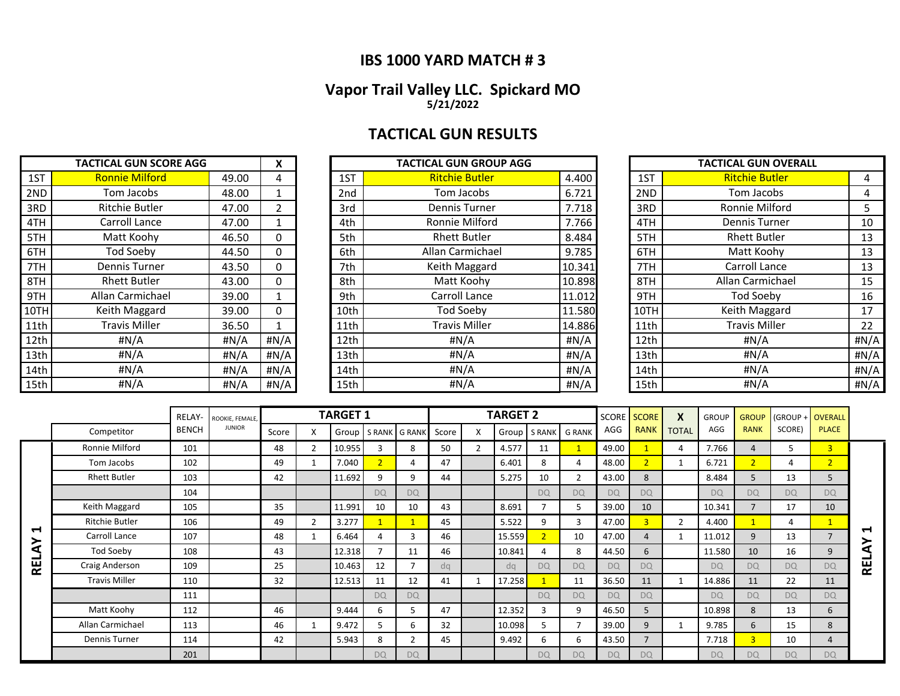## IBS 1000 YARD MATCH # 3

## Vapor Trail Valley LLC. Spickard MO

**5/21/2022**

## TACTICAL GUN RESULTS

| TACTICAL GUN SCORE AGG | | | X |
|---|---|---|---|
| 1ST | Ronnie Milford | 49.00 | 4 |
| 2ND | Tom Jacobs | 48.00 | 1 |
| 3RD | Ritchie Butler | 47.00 | 2 |
| 4TH | Carroll Lance | 47.00 | 1 |
| 5TH | Matt Koohy | 46.50 | 0 |
| 6TH | Tod Soeby | 44.50 | 0 |
| 7TH | Dennis Turner | 43.50 | 0 |
| 8TH | Rhett Butler | 43.00 | 0 |
| 9TH | Allan Carmichael | 39.00 | 1 |
| 10TH | Keith Maggard | 39.00 | 0 |
| 11th | Travis Miller | 36.50 | 1 |
| 12th | #N/A | #N/A | #N/A |
| 13th | #N/A | #N/A | #N/A |
| 14th | #N/A | #N/A | #N/A |
| 15th | #N/A | #N/A | #N/A |

| TACTICAL GUN GROUP AGG | | |
|---|---|---|
| 1ST | Ritchie Butler | 4.400 |
| 2nd | Tom Jacobs | 6.721 |
| 3rd | Dennis Turner | 7.718 |
| 4th | Ronnie Milford | 7.766 |
| 5th | Rhett Butler | 8.484 |
| 6th | Allan Carmichael | 9.785 |
| 7th | Keith Maggard | 10.341 |
| 8th | Matt Koohy | 10.898 |
| 9th | Carroll Lance | 11.012 |
| 10th | Tod Soeby | 11.580 |
| 11th | Travis Miller | 14.886 |
| 12th | #N/A | #N/A |
| 13th | #N/A | #N/A |
| 14th | #N/A | #N/A |
| 15th | #N/A | #N/A |

| TACTICAL GUN OVERALL | | |
|---|---|---|
| 1ST | Ritchie Butler | 4 |
| 2ND | Tom Jacobs | 4 |
| 3RD | Ronnie Milford | 5 |
| 4TH | Dennis Turner | 10 |
| 5TH | Rhett Butler | 13 |
| 6TH | Matt Koohy | 13 |
| 7TH | Carroll Lance | 13 |
| 8TH | Allan Carmichael | 15 |
| 9TH | Tod Soeby | 16 |
| 10TH | Keith Maggard | 17 |
| 11th | Travis Miller | 22 |
| 12th | #N/A | #N/A |
| 13th | #N/A | #N/A |
| 14th | #N/A | #N/A |
| 15th | #N/A | #N/A |

| | | | | TARGET 1 | | | | | TARGET 2 | | | | | | | | | | | | |
|---|---|---|---|---|---|---|---|---|---|---|---|---|---|---|---|---|---|---|---|---|---|
| | Competitor | RELAY-BENCH | ROOKIE, FEMALE, JUNIOR | Score | X | Group | S RANK | G RANK | Score | X | Group | S RANK | G RANK | SCORE AGG | SCORE RANK | X TOTAL | GROUP AGG | GROUP RANK | (GROUP + SCORE) | OVERALL PLACE | |
| RELAY 1 | Ronnie Milford | 101 | | 48 | 2 | 10.955 | 3 | 8 | 50 | 2 | 4.577 | 11 | 1 | 49.00 | 1 | 4 | 7.766 | 4 | 5 | 3 | RELAY 1 |
| | Tom Jacobs | 102 | | 49 | 1 | 7.040 | 2 | 4 | 47 | | 6.401 | 8 | 4 | 48.00 | 2 | 1 | 6.721 | 2 | 4 | 2 | |
| | Rhett Butler | 103 | | 42 | | 11.692 | 9 | 9 | 44 | | 5.275 | 10 | 2 | 43.00 | 8 | | 8.484 | 5 | 13 | 5 | |
| | | 104 | | | | | DQ | DQ | | | | DQ | DQ | DQ | DQ | | DQ | DQ | DQ | DQ | |
| | Keith Maggard | 105 | | 35 | | 11.991 | 10 | 10 | 43 | | 8.691 | 7 | 5 | 39.00 | 10 | | 10.341 | 7 | 17 | 10 | |
| | Ritchie Butler | 106 | | 49 | 2 | 3.277 | 1 | 1 | 45 | | 5.522 | 9 | 3 | 47.00 | 3 | 2 | 4.400 | 1 | 4 | 1 | |
| | Carroll Lance | 107 | | 48 | 1 | 6.464 | 4 | 3 | 46 | | 15.559 | 2 | 10 | 47.00 | 4 | 1 | 11.012 | 9 | 13 | 7 | |
| | Tod Soeby | 108 | | 43 | | 12.318 | 7 | 11 | 46 | | 10.841 | 4 | 8 | 44.50 | 6 | | 11.580 | 10 | 16 | 9 | |
| | Craig Anderson | 109 | | 25 | | 10.463 | 12 | 7 | dq | | dq | DQ | DQ | DQ | DQ | | DQ | DQ | DQ | DQ | |
| | Travis Miller | 110 | | 32 | | 12.513 | 11 | 12 | 41 | 1 | 17.258 | 1 | 11 | 36.50 | 11 | 1 | 14.886 | 11 | 22 | 11 | |
| | | 111 | | | | | DQ | DQ | | | | DQ | DQ | DQ | DQ | | DQ | DQ | DQ | DQ | |
| | Matt Koohy | 112 | | 46 | | 9.444 | 6 | 5 | 47 | | 12.352 | 3 | 9 | 46.50 | 5 | | 10.898 | 8 | 13 | 6 | |
| | Allan Carmichael | 113 | | 46 | 1 | 9.472 | 5 | 6 | 32 | | 10.098 | 5 | 7 | 39.00 | 9 | 1 | 9.785 | 6 | 15 | 8 | |
| | Dennis Turner | 114 | | 42 | | 5.943 | 8 | 2 | 45 | | 9.492 | 6 | 6 | 43.50 | 7 | | 7.718 | 3 | 10 | 4 | |
| | | 201 | | | | | DQ | DQ | | | | DQ | DQ | DQ | DQ | | DQ | DQ | DQ | DQ | |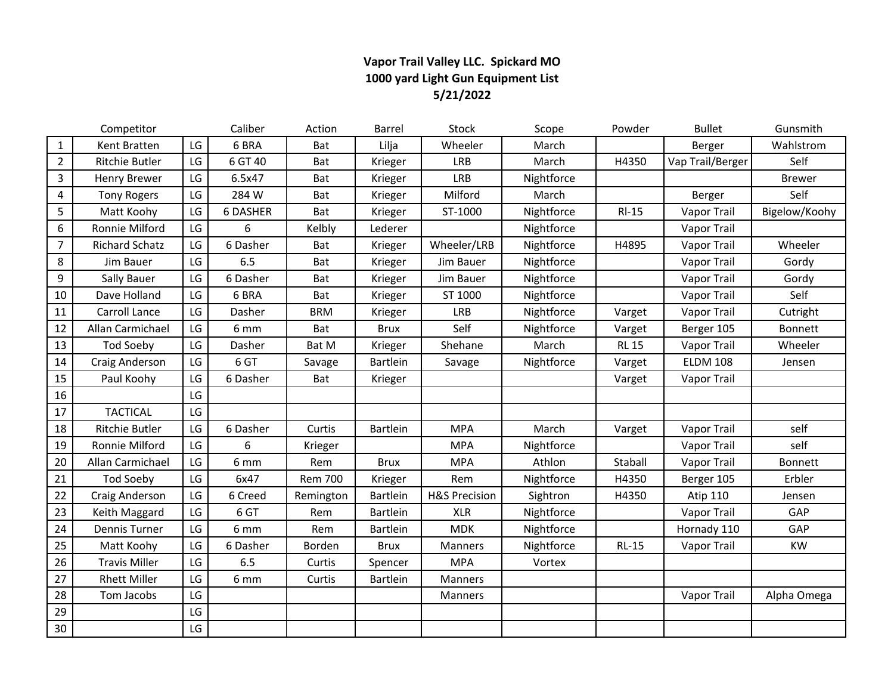**Vapor Trail Valley LLC. Spickard MO**
**1000 yard Light Gun Equipment List**
**5/21/2022**

| | Competitor | | Caliber | Action | Barrel | Stock | Scope | Powder | Bullet | Gunsmith |
|---|---|---|---|---|---|---|---|---|---|---|
| 1 | Kent Bratten | LG | 6 BRA | Bat | Lilja | Wheeler | March | | Berger | Wahlstrom |
| 2 | Ritchie Butler | LG | 6 GT 40 | Bat | Krieger | LRB | March | H4350 | Vap Trail/Berger | Self |
| 3 | Henry Brewer | LG | 6.5x47 | Bat | Krieger | LRB | Nightforce | | | Brewer |
| 4 | Tony Rogers | LG | 284 W | Bat | Krieger | Milford | March | | Berger | Self |
| 5 | Matt Koohy | LG | 6 DASHER | Bat | Krieger | ST-1000 | Nightforce | Rl-15 | Vapor Trail | Bigelow/Koohy |
| 6 | Ronnie Milford | LG | 6 | Kelbly | Lederer | | Nightforce | | Vapor Trail | |
| 7 | Richard Schatz | LG | 6 Dasher | Bat | Krieger | Wheeler/LRB | Nightforce | H4895 | Vapor Trail | Wheeler |
| 8 | Jim Bauer | LG | 6.5 | Bat | Krieger | Jim Bauer | Nightforce | | Vapor Trail | Gordy |
| 9 | Sally Bauer | LG | 6 Dasher | Bat | Krieger | Jim Bauer | Nightforce | | Vapor Trail | Gordy |
| 10 | Dave Holland | LG | 6 BRA | Bat | Krieger | ST 1000 | Nightforce | | Vapor Trail | Self |
| 11 | Carroll Lance | LG | Dasher | BRM | Krieger | LRB | Nightforce | Varget | Vapor Trail | Cutright |
| 12 | Allan Carmichael | LG | 6 mm | Bat | Brux | Self | Nightforce | Varget | Berger 105 | Bonnett |
| 13 | Tod Soeby | LG | Dasher | Bat M | Krieger | Shehane | March | RL 15 | Vapor Trail | Wheeler |
| 14 | Craig Anderson | LG | 6 GT | Savage | Bartlein | Savage | Nightforce | Varget | ELDM 108 | Jensen |
| 15 | Paul Koohy | LG | 6 Dasher | Bat | Krieger | | | Varget | Vapor Trail | |
| 16 | | LG | | | | | | | | |
| 17 | TACTICAL | LG | | | | | | | | |
| 18 | Ritchie Butler | LG | 6 Dasher | Curtis | Bartlein | MPA | March | Varget | Vapor Trail | self |
| 19 | Ronnie Milford | LG | 6 | Krieger | | MPA | Nightforce | | Vapor Trail | self |
| 20 | Allan Carmichael | LG | 6 mm | Rem | Brux | MPA | Athlon | Staball | Vapor Trail | Bonnett |
| 21 | Tod Soeby | LG | 6x47 | Rem 700 | Krieger | Rem | Nightforce | H4350 | Berger 105 | Erbler |
| 22 | Craig Anderson | LG | 6 Creed | Remington | Bartlein | H&S Precision | Sightron | H4350 | Atip 110 | Jensen |
| 23 | Keith Maggard | LG | 6 GT | Rem | Bartlein | XLR | Nightforce | | Vapor Trail | GAP |
| 24 | Dennis Turner | LG | 6 mm | Rem | Bartlein | MDK | Nightforce | | Hornady 110 | GAP |
| 25 | Matt Koohy | LG | 6 Dasher | Borden | Brux | Manners | Nightforce | RL-15 | Vapor Trail | KW |
| 26 | Travis Miller | LG | 6.5 | Curtis | Spencer | MPA | Vortex | | | |
| 27 | Rhett Miller | LG | 6 mm | Curtis | Bartlein | Manners | | | | |
| 28 | Tom Jacobs | LG | | | | Manners | | | Vapor Trail | Alpha Omega |
| 29 | | LG | | | | | | | | |
| 30 | | LG | | | | | | | | |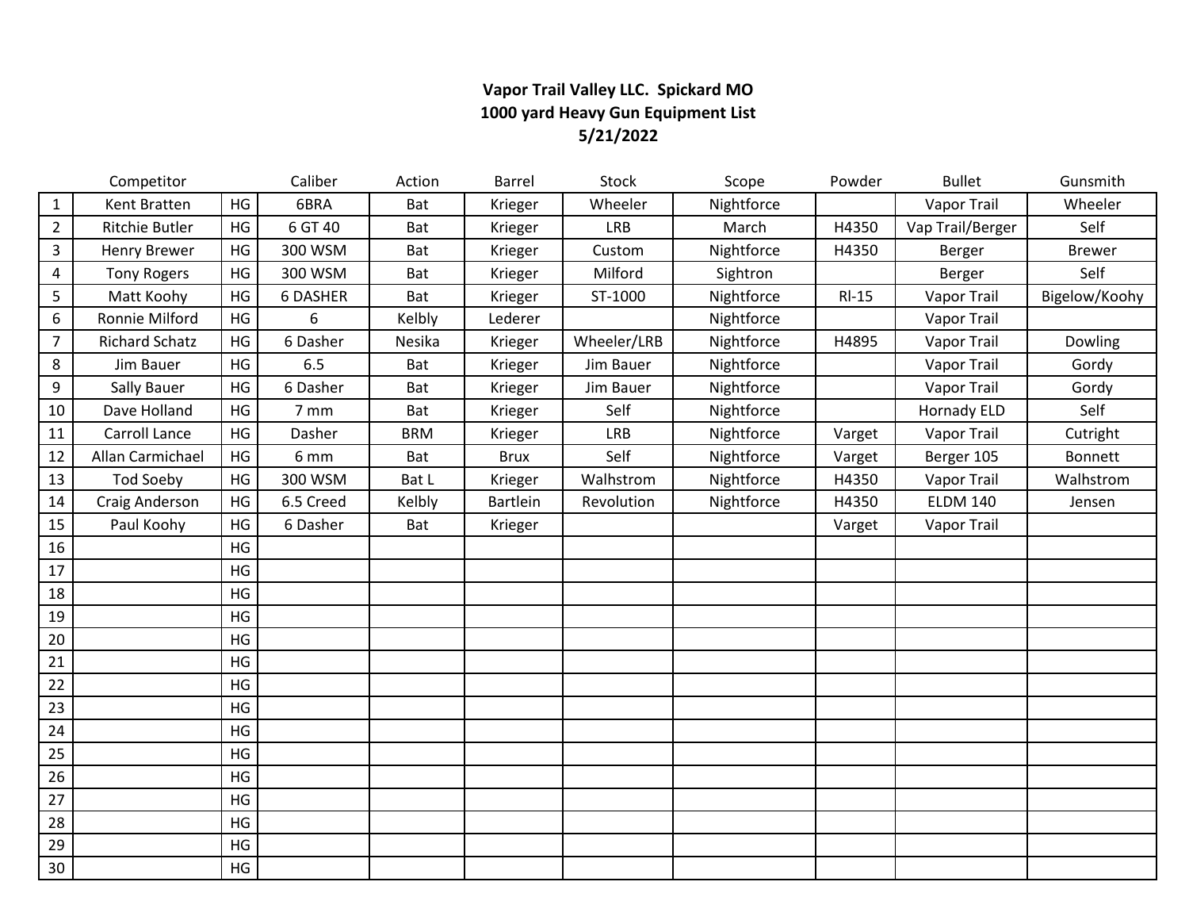**Vapor Trail Valley LLC. Spickard MO**
**1000 yard Heavy Gun Equipment List**
**5/21/2022**

| | Competitor | | Caliber | Action | Barrel | Stock | Scope | Powder | Bullet | Gunsmith |
|---|---|---|---|---|---|---|---|---|---|---|
| 1 | Kent Bratten | HG | 6BRA | Bat | Krieger | Wheeler | Nightforce | | Vapor Trail | Wheeler |
| 2 | Ritchie Butler | HG | 6 GT 40 | Bat | Krieger | LRB | March | H4350 | Vap Trail/Berger | Self |
| 3 | Henry Brewer | HG | 300 WSM | Bat | Krieger | Custom | Nightforce | H4350 | Berger | Brewer |
| 4 | Tony Rogers | HG | 300 WSM | Bat | Krieger | Milford | Sightron | | Berger | Self |
| 5 | Matt Koohy | HG | 6 DASHER | Bat | Krieger | ST-1000 | Nightforce | Rl-15 | Vapor Trail | Bigelow/Koohy |
| 6 | Ronnie Milford | HG | 6 | Kelbly | Lederer | | Nightforce | | Vapor Trail | |
| 7 | Richard Schatz | HG | 6 Dasher | Nesika | Krieger | Wheeler/LRB | Nightforce | H4895 | Vapor Trail | Dowling |
| 8 | Jim Bauer | HG | 6.5 | Bat | Krieger | Jim Bauer | Nightforce | | Vapor Trail | Gordy |
| 9 | Sally Bauer | HG | 6 Dasher | Bat | Krieger | Jim Bauer | Nightforce | | Vapor Trail | Gordy |
| 10 | Dave Holland | HG | 7 mm | Bat | Krieger | Self | Nightforce | | Hornady ELD | Self |
| 11 | Carroll Lance | HG | Dasher | BRM | Krieger | LRB | Nightforce | Varget | Vapor Trail | Cutright |
| 12 | Allan Carmichael | HG | 6 mm | Bat | Brux | Self | Nightforce | Varget | Berger 105 | Bonnett |
| 13 | Tod Soeby | HG | 300 WSM | Bat L | Krieger | Walhstrom | Nightforce | H4350 | Vapor Trail | Walhstrom |
| 14 | Craig Anderson | HG | 6.5 Creed | Kelbly | Bartlein | Revolution | Nightforce | H4350 | ELDM 140 | Jensen |
| 15 | Paul Koohy | HG | 6 Dasher | Bat | Krieger | | | Varget | Vapor Trail | |
| 16 | | HG | | | | | | | | |
| 17 | | HG | | | | | | | | |
| 18 | | HG | | | | | | | | |
| 19 | | HG | | | | | | | | |
| 20 | | HG | | | | | | | | |
| 21 | | HG | | | | | | | | |
| 22 | | HG | | | | | | | | |
| 23 | | HG | | | | | | | | |
| 24 | | HG | | | | | | | | |
| 25 | | HG | | | | | | | | |
| 26 | | HG | | | | | | | | |
| 27 | | HG | | | | | | | | |
| 28 | | HG | | | | | | | | |
| 29 | | HG | | | | | | | | |
| 30 | | HG | | | | | | | | |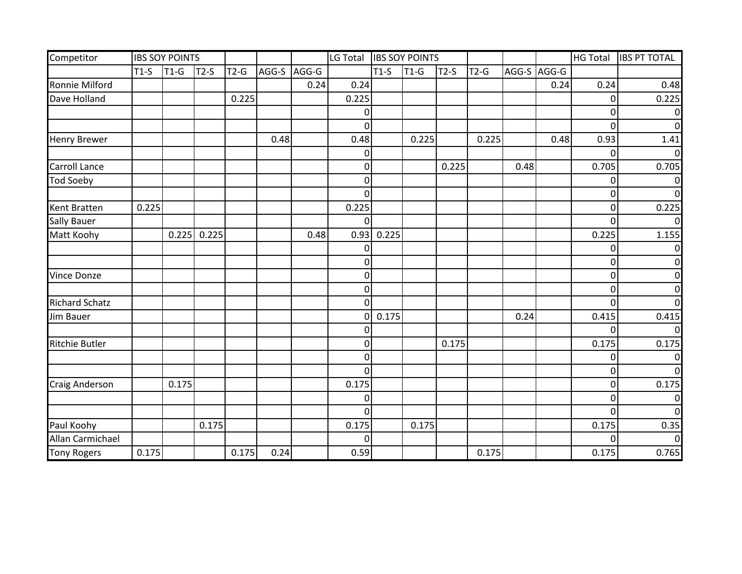| Competitor | IBS SOY POINTS | | | | | | LG Total | IBS SOY POINTS | | | | | | HG Total | IBS PT TOTAL |
|---|---|---|---|---|---|---|---|---|---|---|---|---|---|---|---|
| | T1-S | T1-G | T2-S | T2-G | AGG-S | AGG-G | | T1-S | T1-G | T2-S | T2-G | AGG-S | AGG-G | | |
| Ronnie Milford | | | | | | 0.24 | 0.24 | | | | | | 0.24 | 0.24 | 0.48 |
| Dave Holland | | | | 0.225 | | | 0.225 | | | | | | | 0 | 0.225 |
| | | | | | | | 0 | | | | | | | 0 | 0 |
| | | | | | | | 0 | | | | | | | 0 | 0 |
| Henry Brewer | | | | | 0.48 | | 0.48 | | 0.225 | | 0.225 | | 0.48 | 0.93 | 1.41 |
| | | | | | | | 0 | | | | | | | 0 | 0 |
| Carroll Lance | | | | | | | 0 | | | 0.225 | | 0.48 | | 0.705 | 0.705 |
| Tod Soeby | | | | | | | 0 | | | | | | | 0 | 0 |
| | | | | | | | 0 | | | | | | | 0 | 0 |
| Kent Bratten | 0.225 | | | | | | 0.225 | | | | | | | 0 | 0.225 |
| Sally Bauer | | | | | | | 0 | | | | | | | 0 | 0 |
| Matt Koohy | | 0.225 | 0.225 | | | 0.48 | 0.93 | 0.225 | | | | | | 0.225 | 1.155 |
| | | | | | | | 0 | | | | | | | 0 | 0 |
| | | | | | | | 0 | | | | | | | 0 | 0 |
| Vince Donze | | | | | | | 0 | | | | | | | 0 | 0 |
| | | | | | | | 0 | | | | | | | 0 | 0 |
| Richard Schatz | | | | | | | 0 | | | | | | | 0 | 0 |
| Jim Bauer | | | | | | | 0 | 0.175 | | | | 0.24 | | 0.415 | 0.415 |
| | | | | | | | 0 | | | | | | | 0 | 0 |
| Ritchie Butler | | | | | | | 0 | | | 0.175 | | | | 0.175 | 0.175 |
| | | | | | | | 0 | | | | | | | 0 | 0 |
| | | | | | | | 0 | | | | | | | 0 | 0 |
| Craig Anderson | | 0.175 | | | | | 0.175 | | | | | | | 0 | 0.175 |
| | | | | | | | 0 | | | | | | | 0 | 0 |
| | | | | | | | 0 | | | | | | | 0 | 0 |
| Paul Koohy | | | 0.175 | | | | 0.175 | | 0.175 | | | | | 0.175 | 0.35 |
| Allan Carmichael | | | | | | | 0 | | | | | | | 0 | 0 |
| Tony Rogers | 0.175 | | | 0.175 | 0.24 | | 0.59 | | | | 0.175 | | | 0.175 | 0.765 |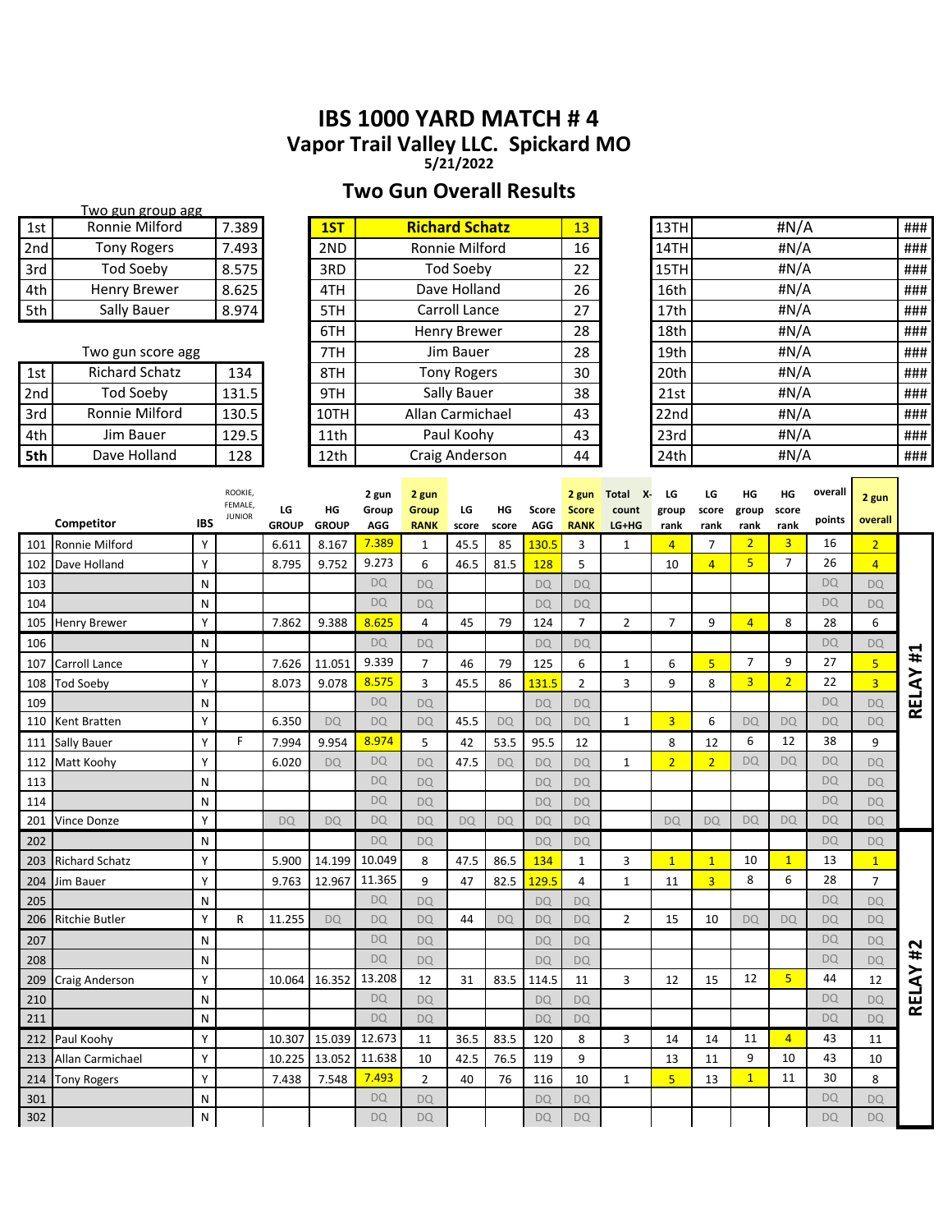# IBS 1000 YARD MATCH # 4

## Vapor Trail Valley LLC. Spickard MO

5/21/2022

## Two Gun Overall Results

**Two gun group agg**

| | | |
|---|---|---|
| 1st | Ronnie Milford | 7.389 |
| 2nd | Tony Rogers | 7.493 |
| 3rd | Tod Soeby | 8.575 |
| 4th | Henry Brewer | 8.625 |
| 5th | Sally Bauer | 8.974 |

**Two gun score agg**

| | | |
|---|---|---|
| 1st | Richard Schatz | 134 |
| 2nd | Tod Soeby | 131.5 |
| 3rd | Ronnie Milford | 130.5 |
| 4th | Jim Bauer | 129.5 |
| 5th | Dave Holland | 128 |

| | | |
|---|---|---|
| **1ST** | **Richard Schatz** | **13** |
| 2ND | Ronnie Milford | 16 |
| 3RD | Tod Soeby | 22 |
| 4TH | Dave Holland | 26 |
| 5TH | Carroll Lance | 27 |
| 6TH | Henry Brewer | 28 |
| 7TH | Jim Bauer | 28 |
| 8TH | Tony Rogers | 30 |
| 9TH | Sally Bauer | 38 |
| 10TH | Allan Carmichael | 43 |
| 11th | Paul Koohy | 43 |
| 12th | Craig Anderson | 44 |

| | | |
|---|---|---|
| 13TH | #N/A | ### |
| 14TH | #N/A | ### |
| 15TH | #N/A | ### |
| 16th | #N/A | ### |
| 17th | #N/A | ### |
| 18th | #N/A | ### |
| 19th | #N/A | ### |
| 20th | #N/A | ### |
| 21st | #N/A | ### |
| 22nd | #N/A | ### |
| 23rd | #N/A | ### |
| 24th | #N/A | ### |

| | Competitor | IBS | ROOKIE, FEMALE, JUNIOR | LG GROUP | HG GROUP | 2 gun Group AGG | 2 gun Group RANK | LG score | HG score | Score AGG | 2 gun Score RANK | Total X-count LG+HG | LG group rank | LG score rank | HG group rank | HG score rank | overall points | 2 gun overall | |
|---|---|---|---|---|---|---|---|---|---|---|---|---|---|---|---|---|---|---|---|
| 101 | Ronnie Milford | Y | | 6.611 | 8.167 | 7.389 | 1 | 45.5 | 85 | 130.5 | 3 | 1 | 4 | 7 | 2 | 3 | 16 | 2 | RELAY #1 |
| 102 | Dave Holland | Y | | 8.795 | 9.752 | 9.273 | 6 | 46.5 | 81.5 | 128 | 5 | | 10 | 4 | 5 | 7 | 26 | 4 | |
| 103 | | N | | | | DQ | DQ | | | DQ | DQ | | | | | | DQ | DQ | |
| 104 | | N | | | | DQ | DQ | | | DQ | DQ | | | | | | DQ | DQ | |
| 105 | Henry Brewer | Y | | 7.862 | 9.388 | 8.625 | 4 | 45 | 79 | 124 | 7 | 2 | 7 | 9 | 4 | 8 | 28 | 6 | |
| 106 | | N | | | | DQ | DQ | | | DQ | DQ | | | | | | DQ | DQ | |
| 107 | Carroll Lance | Y | | 7.626 | 11.051 | 9.339 | 7 | 46 | 79 | 125 | 6 | 1 | 6 | 5 | 7 | 9 | 27 | 5 | |
| 108 | Tod Soeby | Y | | 8.073 | 9.078 | 8.575 | 3 | 45.5 | 86 | 131.5 | 2 | 3 | 9 | 8 | 3 | 2 | 22 | 3 | |
| 109 | | N | | | | DQ | DQ | | | DQ | DQ | | | | | | DQ | DQ | |
| 110 | Kent Bratten | Y | | 6.350 | DQ | DQ | DQ | 45.5 | DQ | DQ | DQ | 1 | 3 | 6 | DQ | DQ | DQ | DQ | |
| 111 | Sally Bauer | Y | F | 7.994 | 9.954 | 8.974 | 5 | 42 | 53.5 | 95.5 | 12 | | 8 | 12 | 6 | 12 | 38 | 9 | |
| 112 | Matt Koohy | Y | | 6.020 | DQ | DQ | DQ | 47.5 | DQ | DQ | DQ | 1 | 2 | 2 | DQ | DQ | DQ | DQ | |
| 113 | | N | | | | DQ | DQ | | | DQ | DQ | | | | | | DQ | DQ | |
| 114 | | N | | | | DQ | DQ | | | DQ | DQ | | | | | | DQ | DQ | |
| 201 | Vince Donze | Y | | DQ | DQ | DQ | DQ | DQ | DQ | DQ | DQ | | DQ | DQ | DQ | DQ | DQ | DQ | |
| 202 | | N | | | | DQ | DQ | | | DQ | DQ | | | | | | DQ | DQ | RELAY #2 |
| 203 | Richard Schatz | Y | | 5.900 | 14.199 | 10.049 | 8 | 47.5 | 86.5 | 134 | 1 | 3 | 1 | 1 | 10 | 1 | 13 | 1 | |
| 204 | Jim Bauer | Y | | 9.763 | 12.967 | 11.365 | 9 | 47 | 82.5 | 129.5 | 4 | 1 | 11 | 3 | 8 | 6 | 28 | 7 | |
| 205 | | N | | | | DQ | DQ | | | DQ | DQ | | | | | | DQ | DQ | |
| 206 | Ritchie Butler | Y | R | 11.255 | DQ | DQ | DQ | 44 | DQ | DQ | DQ | 2 | 15 | 10 | DQ | DQ | DQ | DQ | |
| 207 | | N | | | | DQ | DQ | | | DQ | DQ | | | | | | DQ | DQ | |
| 208 | | N | | | | DQ | DQ | | | DQ | DQ | | | | | | DQ | DQ | |
| 209 | Craig Anderson | Y | | 10.064 | 16.352 | 13.208 | 12 | 31 | 83.5 | 114.5 | 11 | 3 | 12 | 15 | 12 | 5 | 44 | 12 | |
| 210 | | N | | | | DQ | DQ | | | DQ | DQ | | | | | | DQ | DQ | |
| 211 | | N | | | | DQ | DQ | | | DQ | DQ | | | | | | DQ | DQ | |
| 212 | Paul Koohy | Y | | 10.307 | 15.039 | 12.673 | 11 | 36.5 | 83.5 | 120 | 8 | 3 | 14 | 14 | 11 | 4 | 43 | 11 | |
| 213 | Allan Carmichael | Y | | 10.225 | 13.052 | 11.638 | 10 | 42.5 | 76.5 | 119 | 9 | | 13 | 11 | 9 | 10 | 43 | 10 | |
| 214 | Tony Rogers | Y | | 7.438 | 7.548 | 7.493 | 2 | 40 | 76 | 116 | 10 | 1 | 5 | 13 | 1 | 11 | 30 | 8 | |
| 301 | | N | | | | DQ | DQ | | | DQ | DQ | | | | | | DQ | DQ | |
| 302 | | N | | | | DQ | DQ | | | DQ | DQ | | | | | | DQ | DQ | |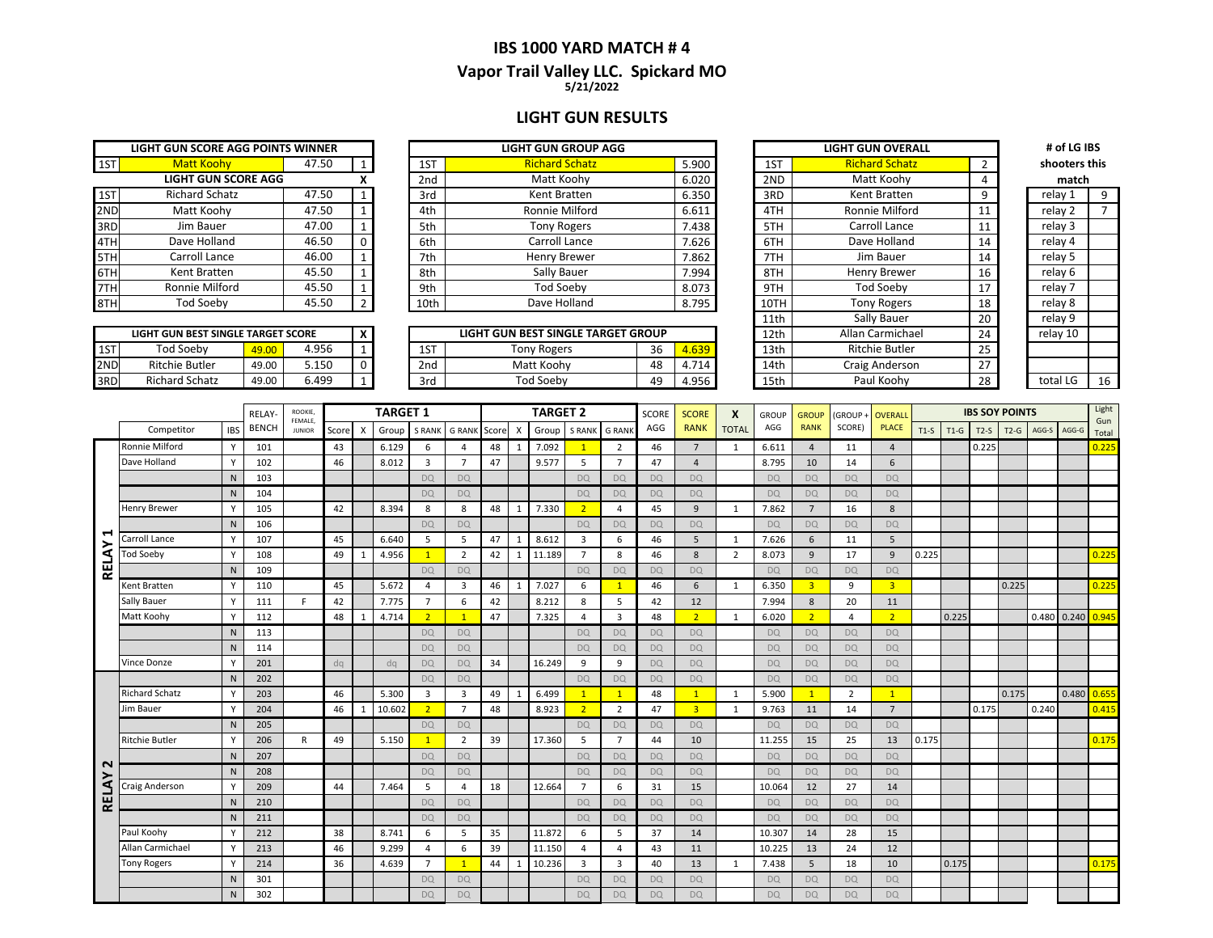# IBS 1000 YARD MATCH # 4

## Vapor Trail Valley LLC. Spickard MO

5/21/2022

## LIGHT GUN RESULTS

| LIGHT GUN SCORE AGG POINTS WINNER | | | |
|---|---|---|---|
| 1ST | Matt Koohy | 47.50 | 1 |

| LIGHT GUN SCORE AGG | | | X |
|---|---|---|---|
| 1ST | Richard Schatz | 47.50 | 1 |
| 2ND | Matt Koohy | 47.50 | 1 |
| 3RD | Jim Bauer | 47.00 | 1 |
| 4TH | Dave Holland | 46.50 | 0 |
| 5TH | Carroll Lance | 46.00 | 1 |
| 6TH | Kent Bratten | 45.50 | 1 |
| 7TH | Ronnie Milford | 45.50 | 1 |
| 8TH | Tod Soeby | 45.50 | 2 |

| LIGHT GUN BEST SINGLE TARGET SCORE | | | | X |
|---|---|---|---|---|
| 1ST | Tod Soeby | 49.00 | 4.956 | 1 |
| 2ND | Ritchie Butler | 49.00 | 5.150 | 0 |
| 3RD | Richard Schatz | 49.00 | 6.499 | 1 |

| LIGHT GUN GROUP AGG | | |
|---|---|---|
| 1ST | Richard Schatz | 5.900 |
| 2nd | Matt Koohy | 6.020 |
| 3rd | Kent Bratten | 6.350 |
| 4th | Ronnie Milford | 6.611 |
| 5th | Tony Rogers | 7.438 |
| 6th | Carroll Lance | 7.626 |
| 7th | Henry Brewer | 7.862 |
| 8th | Sally Bauer | 7.994 |
| 9th | Tod Soeby | 8.073 |
| 10th | Dave Holland | 8.795 |

| LIGHT GUN BEST SINGLE TARGET GROUP | | | |
|---|---|---|---|
| 1ST | Tony Rogers | 36 | 4.639 |
| 2nd | Matt Koohy | 48 | 4.714 |
| 3rd | Tod Soeby | 49 | 4.956 |

| LIGHT GUN OVERALL | | |
|---|---|---|
| 1ST | Richard Schatz | 2 |
| 2ND | Matt Koohy | 4 |
| 3RD | Kent Bratten | 9 |
| 4TH | Ronnie Milford | 11 |
| 5TH | Carroll Lance | 11 |
| 6TH | Dave Holland | 14 |
| 7TH | Jim Bauer | 14 |
| 8TH | Henry Brewer | 16 |
| 9TH | Tod Soeby | 17 |
| 10TH | Tony Rogers | 18 |
| 11th | Sally Bauer | 20 |
| 12th | Allan Carmichael | 24 |
| 13th | Ritchie Butler | 25 |
| 14th | Craig Anderson | 27 |
| 15th | Paul Koohy | 28 |

| # of LG IBS shooters this match | |
|---|---|
| relay 1 | 9 |
| relay 2 | 7 |
| relay 3 | |
| relay 4 | |
| relay 5 | |
| relay 6 | |
| relay 7 | |
| relay 8 | |
| relay 9 | |
| relay 10 | |
| | |
| total LG | 16 |

| | Competitor | IBS | RELAY-BENCH | ROOKIE, FEMALE, JUNIOR | TARGET 1 Score | X | Group | S RANK | G RANK | TARGET 2 Score | X | Group | S RANK | G RANK | SCORE AGG | SCORE RANK | X TOTAL | GROUP AGG | GROUP RANK | (GROUP + SCORE) | OVERALL PLACE | IBS SOY POINTS T1-S | T1-G | T2-S | T2-G | AGG-S | AGG-G | Light Gun Total |
|---|---|---|---|---|---|---|---|---|---|---|---|---|---|---|---|---|---|---|---|---|---|---|---|---|---|---|---|---|
| RELAY 1 | Ronnie Milford | Y | 101 | | 43 | | 6.129 | 6 | 4 | 48 | 1 | 7.092 | 1 | 2 | 46 | 7 | 1 | 6.611 | 4 | 11 | 4 | | | 0.225 | | | | 0.225 |
| | Dave Holland | Y | 102 | | 46 | | 8.012 | 3 | 7 | 47 | | 9.577 | 5 | 7 | 47 | 4 | | 8.795 | 10 | 14 | 6 | | | | | | | |
| | | N | 103 | | | | | DQ | DQ | | | | DQ | DQ | DQ | DQ | | DQ | DQ | DQ | DQ | | | | | | | |
| | | N | 104 | | | | | DQ | DQ | | | | DQ | DQ | DQ | DQ | | DQ | DQ | DQ | DQ | | | | | | | |
| | Henry Brewer | Y | 105 | | 42 | | 8.394 | 8 | 8 | 48 | 1 | 7.330 | 2 | 4 | 45 | 9 | 1 | 7.862 | 7 | 16 | 8 | | | | | | | |
| | | N | 106 | | | | | DQ | DQ | | | | DQ | DQ | DQ | DQ | | DQ | DQ | DQ | DQ | | | | | | | |
| | Carroll Lance | Y | 107 | | 45 | | 6.640 | 5 | 5 | 47 | 1 | 8.612 | 3 | 6 | 46 | 5 | 1 | 7.626 | 6 | 11 | 5 | | | | | | | |
| | Tod Soeby | Y | 108 | | 49 | 1 | 4.956 | 1 | 2 | 42 | 1 | 11.189 | 7 | 8 | 46 | 8 | 2 | 8.073 | 9 | 17 | 9 | 0.225 | | | | | | 0.225 |
| | | N | 109 | | | | | DQ | DQ | | | | DQ | DQ | DQ | DQ | | DQ | DQ | DQ | DQ | | | | | | | |
| | Kent Bratten | Y | 110 | | 45 | | 5.672 | 4 | 3 | 46 | 1 | 7.027 | 6 | 1 | 46 | 6 | 1 | 6.350 | 3 | 9 | 3 | | | | 0.225 | | | 0.225 |
| | Sally Bauer | Y | 111 | F | 42 | | 7.775 | 7 | 6 | 42 | | 8.212 | 8 | 5 | 42 | 12 | | 7.994 | 8 | 20 | 11 | | | | | | | |
| | Matt Koohy | Y | 112 | | 48 | 1 | 4.714 | 2 | 1 | 47 | | 7.325 | 4 | 3 | 48 | 2 | 1 | 6.020 | 2 | 4 | 2 | | 0.225 | | | 0.480 | 0.240 | 0.945 |
| | | N | 113 | | | | | DQ | DQ | | | | DQ | DQ | DQ | DQ | | DQ | DQ | DQ | DQ | | | | | | | |
| | | N | 114 | | | | | DQ | DQ | | | | DQ | DQ | DQ | DQ | | DQ | DQ | DQ | DQ | | | | | | | |
| | Vince Donze | Y | 201 | | dq | | dq | DQ | DQ | 34 | | 16.249 | 9 | 9 | DQ | DQ | | DQ | DQ | DQ | DQ | | | | | | | |
| RELAY 2 | | N | 202 | | | | | DQ | DQ | | | | DQ | DQ | DQ | DQ | | DQ | DQ | DQ | DQ | | | | | | | |
| | Richard Schatz | Y | 203 | | 46 | | 5.300 | 3 | 3 | 49 | 1 | 6.499 | 1 | 1 | 48 | 1 | 1 | 5.900 | 1 | 2 | 1 | | | | 0.175 | | 0.480 | 0.655 |
| | Jim Bauer | Y | 204 | | 46 | 1 | 10.602 | 2 | 7 | 48 | | 8.923 | 2 | 2 | 47 | 3 | 1 | 9.763 | 11 | 14 | 7 | | | 0.175 | | 0.240 | | 0.415 |
| | | N | 205 | | | | | DQ | DQ | | | | DQ | DQ | DQ | DQ | | DQ | DQ | DQ | DQ | | | | | | | |
| | Ritchie Butler | Y | 206 | R | 49 | | 5.150 | 1 | 2 | 39 | | 17.360 | 5 | 7 | 44 | 10 | | 11.255 | 15 | 25 | 13 | 0.175 | | | | | | 0.175 |
| | | N | 207 | | | | | DQ | DQ | | | | DQ | DQ | DQ | DQ | | DQ | DQ | DQ | DQ | | | | | | | |
| | | N | 208 | | | | | DQ | DQ | | | | DQ | DQ | DQ | DQ | | DQ | DQ | DQ | DQ | | | | | | | |
| | Craig Anderson | Y | 209 | | 44 | | 7.464 | 5 | 4 | 18 | | 12.664 | 7 | 6 | 31 | 15 | | 10.064 | 12 | 27 | 14 | | | | | | | |
| | | N | 210 | | | | | DQ | DQ | | | | DQ | DQ | DQ | DQ | | DQ | DQ | DQ | DQ | | | | | | | |
| | | N | 211 | | | | | DQ | DQ | | | | DQ | DQ | DQ | DQ | | DQ | DQ | DQ | DQ | | | | | | | |
| | Paul Koohy | Y | 212 | | 38 | | 8.741 | 6 | 5 | 35 | | 11.872 | 6 | 5 | 37 | 14 | | 10.307 | 14 | 28 | 15 | | | | | | | |
| | Allan Carmichael | Y | 213 | | 46 | | 9.299 | 4 | 6 | 39 | | 11.150 | 4 | 4 | 43 | 11 | | 10.225 | 13 | 24 | 12 | | | | | | | |
| | Tony Rogers | Y | 214 | | 36 | | 4.639 | 7 | 1 | 44 | 1 | 10.236 | 3 | 3 | 40 | 13 | 1 | 7.438 | 5 | 18 | 10 | | 0.175 | | | | | 0.175 |
| | | N | 301 | | | | | DQ | DQ | | | | DQ | DQ | DQ | DQ | | DQ | DQ | DQ | DQ | | | | | | | |
| | | N | 302 | | | | | DQ | DQ | | | | DQ | DQ | DQ | DQ | | DQ | DQ | DQ | DQ | | | | | | | |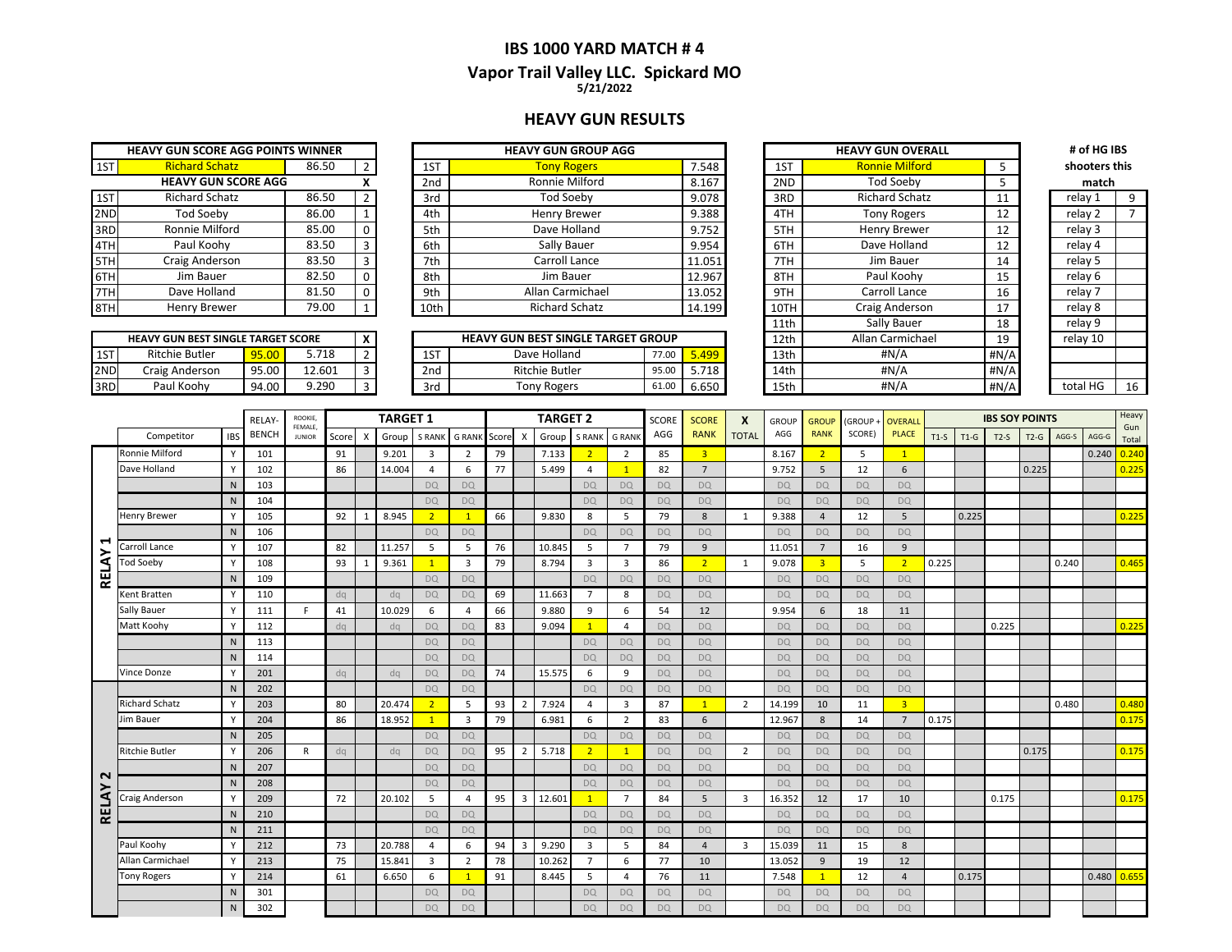# IBS 1000 YARD MATCH # 4

## Vapor Trail Valley LLC. Spickard MO

5/21/2022

## HEAVY GUN RESULTS

| HEAVY GUN SCORE AGG POINTS WINNER | | | |
|---|---|---|---|
| 1ST | Richard Schatz | 86.50 | 2 |

| HEAVY GUN SCORE AGG | | | X |
|---|---|---|---|
| 1ST | Richard Schatz | 86.50 | 2 |
| 2ND | Tod Soeby | 86.00 | 1 |
| 3RD | Ronnie Milford | 85.00 | 0 |
| 4TH | Paul Koohy | 83.50 | 3 |
| 5TH | Craig Anderson | 83.50 | 3 |
| 6TH | Jim Bauer | 82.50 | 0 |
| 7TH | Dave Holland | 81.50 | 0 |
| 8TH | Henry Brewer | 79.00 | 1 |

| HEAVY GUN BEST SINGLE TARGET SCORE | | | | X |
|---|---|---|---|---|
| 1ST | Ritchie Butler | 95.00 | 5.718 | 2 |
| 2ND | Craig Anderson | 95.00 | 12.601 | 3 |
| 3RD | Paul Koohy | 94.00 | 9.290 | 3 |

| HEAVY GUN GROUP AGG | | |
|---|---|---|
| 1ST | Tony Rogers | 7.548 |
| 2nd | Ronnie Milford | 8.167 |
| 3rd | Tod Soeby | 9.078 |
| 4th | Henry Brewer | 9.388 |
| 5th | Dave Holland | 9.752 |
| 6th | Sally Bauer | 9.954 |
| 7th | Carroll Lance | 11.051 |
| 8th | Jim Bauer | 12.967 |
| 9th | Allan Carmichael | 13.052 |
| 10th | Richard Schatz | 14.199 |

| HEAVY GUN BEST SINGLE TARGET GROUP | | | |
|---|---|---|---|
| 1ST | Dave Holland | 77.00 | 5.499 |
| 2nd | Ritchie Butler | 95.00 | 5.718 |
| 3rd | Tony Rogers | 61.00 | 6.650 |

| HEAVY GUN OVERALL | | |
|---|---|---|
| 1ST | Ronnie Milford | 5 |
| 2ND | Tod Soeby | 5 |
| 3RD | Richard Schatz | 11 |
| 4TH | Tony Rogers | 12 |
| 5TH | Henry Brewer | 12 |
| 6TH | Dave Holland | 12 |
| 7TH | Jim Bauer | 14 |
| 8TH | Paul Koohy | 15 |
| 9TH | Carroll Lance | 16 |
| 10TH | Craig Anderson | 17 |
| 11th | Sally Bauer | 18 |
| 12th | Allan Carmichael | 19 |
| 13th | #N/A | #N/A |
| 14th | #N/A | #N/A |
| 15th | #N/A | #N/A |

| # of HG IBS shooters this match | |
|---|---|
| relay 1 | 9 |
| relay 2 | 7 |
| relay 3 | |
| relay 4 | |
| relay 5 | |
| relay 6 | |
| relay 7 | |
| relay 8 | |
| relay 9 | |
| relay 10 | |
| total HG | 16 |

| | | | | | TARGET 1 | | | | | TARGET 2 | | | | | | | | | | | | | IBS SOY POINTS | | | | | | |
|---|---|---|---|---|---|---|---|---|---|---|---|---|---|---|---|---|---|---|---|---|---|---|---|---|---|---|---|---|---|
| | Competitor | IBS | RELAY-BENCH | ROOKIE, FEMALE, JUNIOR | Score | X | Group | S RANK | G RANK | Score | X | Group | S RANK | G RANK | SCORE AGG | SCORE RANK | X TOTAL | GROUP AGG | GROUP RANK | (GROUP + SCORE) | OVERALL PLACE | T1-S | T1-G | T2-S | T2-G | AGG-S | AGG-G | Heavy Gun Total |
| RELAY 1 | Ronnie Milford | Y | 101 | | 91 | | 9.201 | 3 | 2 | 79 | | 7.133 | 2 | 2 | 85 | 3 | | 8.167 | 2 | 5 | 1 | | | | | | 0.240 | 0.240 |
| | Dave Holland | Y | 102 | | 86 | | 14.004 | 4 | 6 | 77 | | 5.499 | 4 | 1 | 82 | 7 | | 9.752 | 5 | 12 | 6 | | | | 0.225 | | | 0.225 |
| | | N | 103 | | | | | DQ | DQ | | | | DQ | DQ | DQ | DQ | | DQ | DQ | DQ | DQ | | | | | | | |
| | | N | 104 | | | | | DQ | DQ | | | | DQ | DQ | DQ | DQ | | DQ | DQ | DQ | DQ | | | | | | | |
| | Henry Brewer | Y | 105 | | 92 | 1 | 8.945 | 2 | 1 | 66 | | 9.830 | 8 | 5 | 79 | 8 | 1 | 9.388 | 4 | 12 | 5 | | 0.225 | | | | | 0.225 |
| | | N | 106 | | | | | DQ | DQ | | | | DQ | DQ | DQ | DQ | | DQ | DQ | DQ | DQ | | | | | | | |
| | Carroll Lance | Y | 107 | | 82 | | 11.257 | 5 | 5 | 76 | | 10.845 | 5 | 7 | 79 | 9 | | 11.051 | 7 | 16 | 9 | | | | | | | |
| | Tod Soeby | Y | 108 | | 93 | 1 | 9.361 | 1 | 3 | 79 | | 8.794 | 3 | 3 | 86 | 2 | 1 | 9.078 | 3 | 5 | 2 | 0.225 | | | | 0.240 | | 0.465 |
| | | N | 109 | | | | | DQ | DQ | | | | DQ | DQ | DQ | DQ | | DQ | DQ | DQ | DQ | | | | | | | |
| | Kent Bratten | Y | 110 | | dq | | dq | DQ | DQ | 69 | | 11.663 | 7 | 8 | DQ | DQ | | DQ | DQ | DQ | DQ | | | | | | | |
| | Sally Bauer | Y | 111 | F | 41 | | 10.029 | 6 | 4 | 66 | | 9.880 | 9 | 6 | 54 | 12 | | 9.954 | 6 | 18 | 11 | | | | | | | |
| | Matt Koohy | Y | 112 | | dq | | dq | DQ | DQ | 83 | | 9.094 | 1 | 4 | DQ | DQ | | DQ | DQ | DQ | DQ | | | 0.225 | | | | 0.225 |
| | | N | 113 | | | | | DQ | DQ | | | | DQ | DQ | DQ | DQ | | DQ | DQ | DQ | DQ | | | | | | | |
| | | N | 114 | | | | | DQ | DQ | | | | DQ | DQ | DQ | DQ | | DQ | DQ | DQ | DQ | | | | | | | |
| | Vince Donze | Y | 201 | | dq | | dq | DQ | DQ | 74 | | 15.575 | 6 | 9 | DQ | DQ | | DQ | DQ | DQ | DQ | | | | | | | |
| RELAY 2 | | N | 202 | | | | | DQ | DQ | | | | DQ | DQ | DQ | DQ | | DQ | DQ | DQ | DQ | | | | | | | |
| | Richard Schatz | Y | 203 | | 80 | | 20.474 | 2 | 5 | 93 | 2 | 7.924 | 4 | 3 | 87 | 1 | 2 | 14.199 | 10 | 11 | 3 | | | | | 0.480 | | 0.480 |
| | Jim Bauer | Y | 204 | | 86 | | 18.952 | 1 | 3 | 79 | | 6.981 | 6 | 2 | 83 | 6 | | 12.967 | 8 | 14 | 7 | 0.175 | | | | | | 0.175 |
| | | N | 205 | | | | | DQ | DQ | | | | DQ | DQ | DQ | DQ | | DQ | DQ | DQ | DQ | | | | | | | |
| | Ritchie Butler | Y | 206 | R | dq | | dq | DQ | DQ | 95 | 2 | 5.718 | 2 | 1 | DQ | DQ | 2 | DQ | DQ | DQ | DQ | | | | 0.175 | | | 0.175 |
| | | N | 207 | | | | | DQ | DQ | | | | DQ | DQ | DQ | DQ | | DQ | DQ | DQ | DQ | | | | | | | |
| | | N | 208 | | | | | DQ | DQ | | | | DQ | DQ | DQ | DQ | | DQ | DQ | DQ | DQ | | | | | | | |
| | Craig Anderson | Y | 209 | | 72 | | 20.102 | 5 | 4 | 95 | 3 | 12.601 | 1 | 7 | 84 | 5 | 3 | 16.352 | 12 | 17 | 10 | | | 0.175 | | | | 0.175 |
| | | N | 210 | | | | | DQ | DQ | | | | DQ | DQ | DQ | DQ | | DQ | DQ | DQ | DQ | | | | | | | |
| | | N | 211 | | | | | DQ | DQ | | | | DQ | DQ | DQ | DQ | | DQ | DQ | DQ | DQ | | | | | | | |
| | Paul Koohy | Y | 212 | | 73 | | 20.788 | 4 | 6 | 94 | 3 | 9.290 | 3 | 5 | 84 | 4 | 3 | 15.039 | 11 | 15 | 8 | | | | | | | |
| | Allan Carmichael | Y | 213 | | 75 | | 15.841 | 3 | 2 | 78 | | 10.262 | 7 | 6 | 77 | 10 | | 13.052 | 9 | 19 | 12 | | | | | | | |
| | Tony Rogers | Y | 214 | | 61 | | 6.650 | 6 | 1 | 91 | | 8.445 | 5 | 4 | 76 | 11 | | 7.548 | 1 | 12 | 4 | | 0.175 | | | | 0.480 | 0.655 |
| | | N | 301 | | | | | DQ | DQ | | | | DQ | DQ | DQ | DQ | | DQ | DQ | DQ | DQ | | | | | | | |
| | | N | 302 | | | | | DQ | DQ | | | | DQ | DQ | DQ | DQ | | DQ | DQ | DQ | DQ | | | | | | | |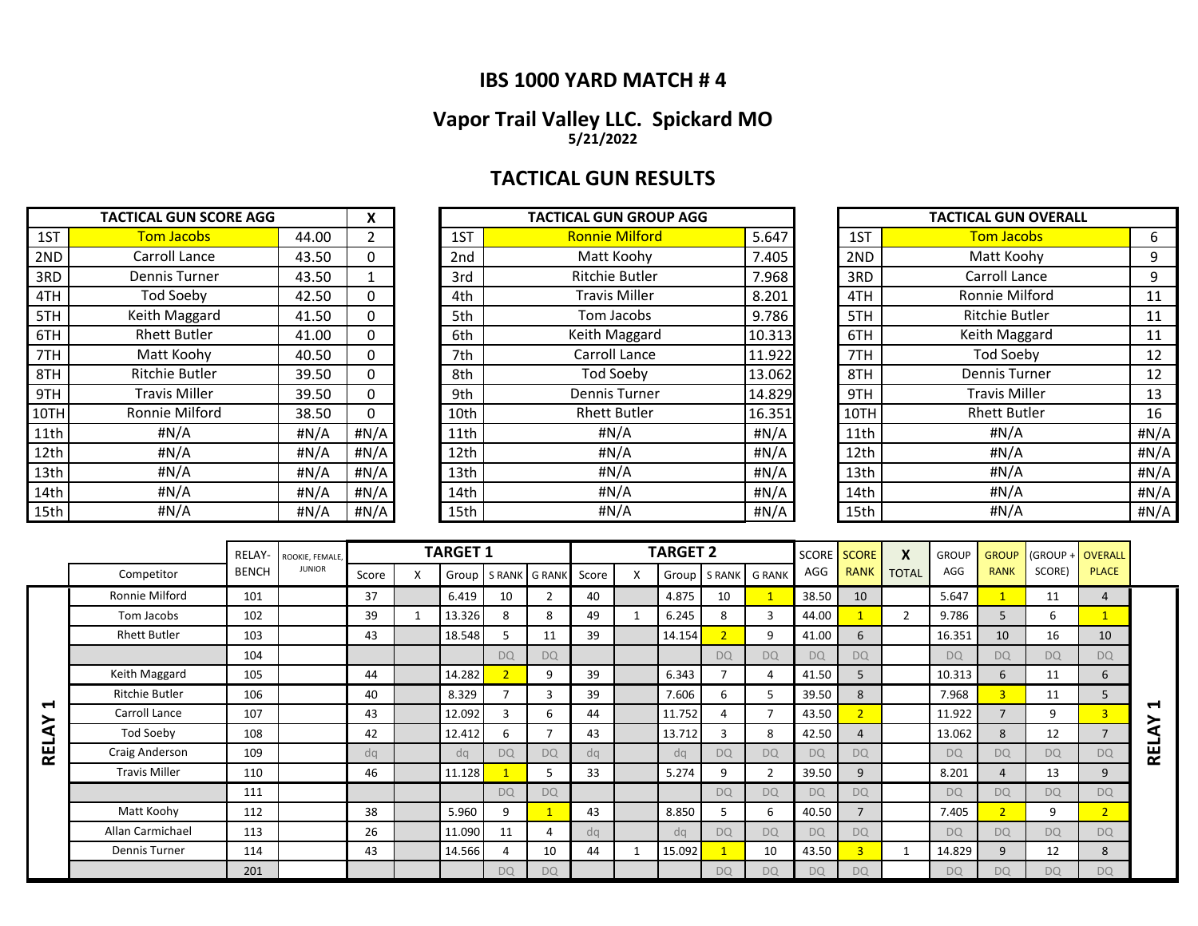# IBS 1000 YARD MATCH # 4

## Vapor Trail Valley LLC. Spickard MO

**5/21/2022**

## TACTICAL GUN RESULTS

| TACTICAL GUN SCORE AGG | | | X |
|---|---|---|---|
| 1ST | Tom Jacobs | 44.00 | 2 |
| 2ND | Carroll Lance | 43.50 | 0 |
| 3RD | Dennis Turner | 43.50 | 1 |
| 4TH | Tod Soeby | 42.50 | 0 |
| 5TH | Keith Maggard | 41.50 | 0 |
| 6TH | Rhett Butler | 41.00 | 0 |
| 7TH | Matt Koohy | 40.50 | 0 |
| 8TH | Ritchie Butler | 39.50 | 0 |
| 9TH | Travis Miller | 39.50 | 0 |
| 10TH | Ronnie Milford | 38.50 | 0 |
| 11th | #N/A | #N/A | #N/A |
| 12th | #N/A | #N/A | #N/A |
| 13th | #N/A | #N/A | #N/A |
| 14th | #N/A | #N/A | #N/A |
| 15th | #N/A | #N/A | #N/A |

| TACTICAL GUN GROUP AGG | | |
|---|---|---|
| 1ST | Ronnie Milford | 5.647 |
| 2nd | Matt Koohy | 7.405 |
| 3rd | Ritchie Butler | 7.968 |
| 4th | Travis Miller | 8.201 |
| 5th | Tom Jacobs | 9.786 |
| 6th | Keith Maggard | 10.313 |
| 7th | Carroll Lance | 11.922 |
| 8th | Tod Soeby | 13.062 |
| 9th | Dennis Turner | 14.829 |
| 10th | Rhett Butler | 16.351 |
| 11th | #N/A | #N/A |
| 12th | #N/A | #N/A |
| 13th | #N/A | #N/A |
| 14th | #N/A | #N/A |
| 15th | #N/A | #N/A |

| TACTICAL GUN OVERALL | | |
|---|---|---|
| 1ST | Tom Jacobs | 6 |
| 2ND | Matt Koohy | 9 |
| 3RD | Carroll Lance | 9 |
| 4TH | Ronnie Milford | 11 |
| 5TH | Ritchie Butler | 11 |
| 6TH | Keith Maggard | 11 |
| 7TH | Tod Soeby | 12 |
| 8TH | Dennis Turner | 12 |
| 9TH | Travis Miller | 13 |
| 10TH | Rhett Butler | 16 |
| 11th | #N/A | #N/A |
| 12th | #N/A | #N/A |
| 13th | #N/A | #N/A |
| 14th | #N/A | #N/A |
| 15th | #N/A | #N/A |

| | | | TARGET 1 | | | | | TARGET 2 | | | | | | | | | | | |
|---|---|---|---|---|---|---|---|---|---|---|---|---|---|---|---|---|---|---|---|
| Competitor | RELAY-BENCH | ROOKIE, FEMALE, JUNIOR | Score | X | Group | S RANK | G RANK | Score | X | Group | S RANK | G RANK | SCORE AGG | SCORE RANK | X TOTAL | GROUP AGG | GROUP RANK | (GROUP + SCORE) | OVERALL PLACE |
| Ronnie Milford | 101 | | 37 | | 6.419 | 10 | 2 | 40 | | 4.875 | 10 | 1 | 38.50 | 10 | | 5.647 | 1 | 11 | 4 |
| Tom Jacobs | 102 | | 39 | 1 | 13.326 | 8 | 8 | 49 | 1 | 6.245 | 8 | 3 | 44.00 | 1 | 2 | 9.786 | 5 | 6 | 1 |
| Rhett Butler | 103 | | 43 | | 18.548 | 5 | 11 | 39 | | 14.154 | 2 | 9 | 41.00 | 6 | | 16.351 | 10 | 16 | 10 |
| | 104 | | | | | DQ | DQ | | | | DQ | DQ | DQ | DQ | | DQ | DQ | DQ | DQ |
| Keith Maggard | 105 | | 44 | | 14.282 | 2 | 9 | 39 | | 6.343 | 7 | 4 | 41.50 | 5 | | 10.313 | 6 | 11 | 6 |
| Ritchie Butler | 106 | | 40 | | 8.329 | 7 | 3 | 39 | | 7.606 | 6 | 5 | 39.50 | 8 | | 7.968 | 3 | 11 | 5 |
| Carroll Lance | 107 | | 43 | | 12.092 | 3 | 6 | 44 | | 11.752 | 4 | 7 | 43.50 | 2 | | 11.922 | 7 | 9 | 3 |
| Tod Soeby | 108 | | 42 | | 12.412 | 6 | 7 | 43 | | 13.712 | 3 | 8 | 42.50 | 4 | | 13.062 | 8 | 12 | 7 |
| Craig Anderson | 109 | | dq | | dq | DQ | DQ | dq | | dq | DQ | DQ | DQ | DQ | | DQ | DQ | DQ | DQ |
| Travis Miller | 110 | | 46 | | 11.128 | 1 | 5 | 33 | | 5.274 | 9 | 2 | 39.50 | 9 | | 8.201 | 4 | 13 | 9 |
| | 111 | | | | | DQ | DQ | | | | DQ | DQ | DQ | DQ | | DQ | DQ | DQ | DQ |
| Matt Koohy | 112 | | 38 | | 5.960 | 9 | 1 | 43 | | 8.850 | 5 | 6 | 40.50 | 7 | | 7.405 | 2 | 9 | 2 |
| Allan Carmichael | 113 | | 26 | | 11.090 | 11 | 4 | dq | | dq | DQ | DQ | DQ | DQ | | DQ | DQ | DQ | DQ |
| Dennis Turner | 114 | | 43 | | 14.566 | 4 | 10 | 44 | 1 | 15.092 | 1 | 10 | 43.50 | 3 | 1 | 14.829 | 9 | 12 | 8 |
| | 201 | | | | | DQ | DQ | | | | DQ | DQ | DQ | DQ | | DQ | DQ | DQ | DQ |

RELAY 1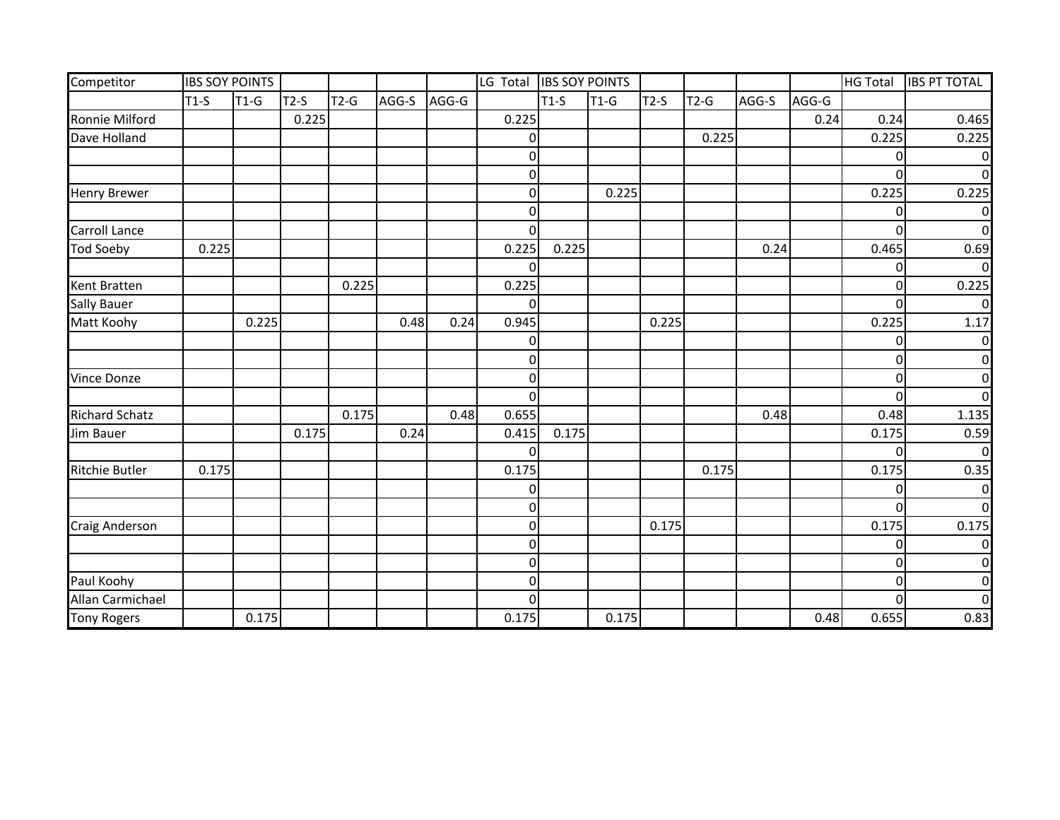| Competitor | IBS SOY POINTS | | | | | | LG Total | IBS SOY POINTS | | | | | | HG Total | IBS PT TOTAL |
|---|---|---|---|---|---|---|---|---|---|---|---|---|---|---|---|
| | T1-S | T1-G | T2-S | T2-G | AGG-S | AGG-G | | T1-S | T1-G | T2-S | T2-G | AGG-S | AGG-G | | |
| Ronnie Milford | | | 0.225 | | | | 0.225 | | | | | | 0.24 | 0.24 | 0.465 |
| Dave Holland | | | | | | | 0 | | | | 0.225 | | | 0.225 | 0.225 |
| | | | | | | | 0 | | | | | | | 0 | 0 |
| | | | | | | | 0 | | | | | | | 0 | 0 |
| Henry Brewer | | | | | | | 0 | | 0.225 | | | | | 0.225 | 0.225 |
| | | | | | | | 0 | | | | | | | 0 | 0 |
| Carroll Lance | | | | | | | 0 | | | | | | | 0 | 0 |
| Tod Soeby | 0.225 | | | | | | 0.225 | 0.225 | | | | 0.24 | | 0.465 | 0.69 |
| | | | | | | | 0 | | | | | | | 0 | 0 |
| Kent Bratten | | | | 0.225 | | | 0.225 | | | | | | | 0 | 0.225 |
| Sally Bauer | | | | | | | 0 | | | | | | | 0 | 0 |
| Matt Koohy | | 0.225 | | | 0.48 | 0.24 | 0.945 | | | 0.225 | | | | 0.225 | 1.17 |
| | | | | | | | 0 | | | | | | | 0 | 0 |
| | | | | | | | 0 | | | | | | | 0 | 0 |
| Vince Donze | | | | | | | 0 | | | | | | | 0 | 0 |
| | | | | | | | 0 | | | | | | | 0 | 0 |
| Richard Schatz | | | | 0.175 | | 0.48 | 0.655 | | | | | 0.48 | | 0.48 | 1.135 |
| Jim Bauer | | | 0.175 | | 0.24 | | 0.415 | 0.175 | | | | | | 0.175 | 0.59 |
| | | | | | | | 0 | | | | | | | 0 | 0 |
| Ritchie Butler | 0.175 | | | | | | 0.175 | | | | 0.175 | | | 0.175 | 0.35 |
| | | | | | | | 0 | | | | | | | 0 | 0 |
| | | | | | | | 0 | | | | | | | 0 | 0 |
| Craig Anderson | | | | | | | 0 | | | 0.175 | | | | 0.175 | 0.175 |
| | | | | | | | 0 | | | | | | | 0 | 0 |
| | | | | | | | 0 | | | | | | | 0 | 0 |
| Paul Koohy | | | | | | | 0 | | | | | | | 0 | 0 |
| Allan Carmichael | | | | | | | 0 | | | | | | | 0 | 0 |
| Tony Rogers | | 0.175 | | | | | 0.175 | | 0.175 | | | | 0.48 | 0.655 | 0.83 |